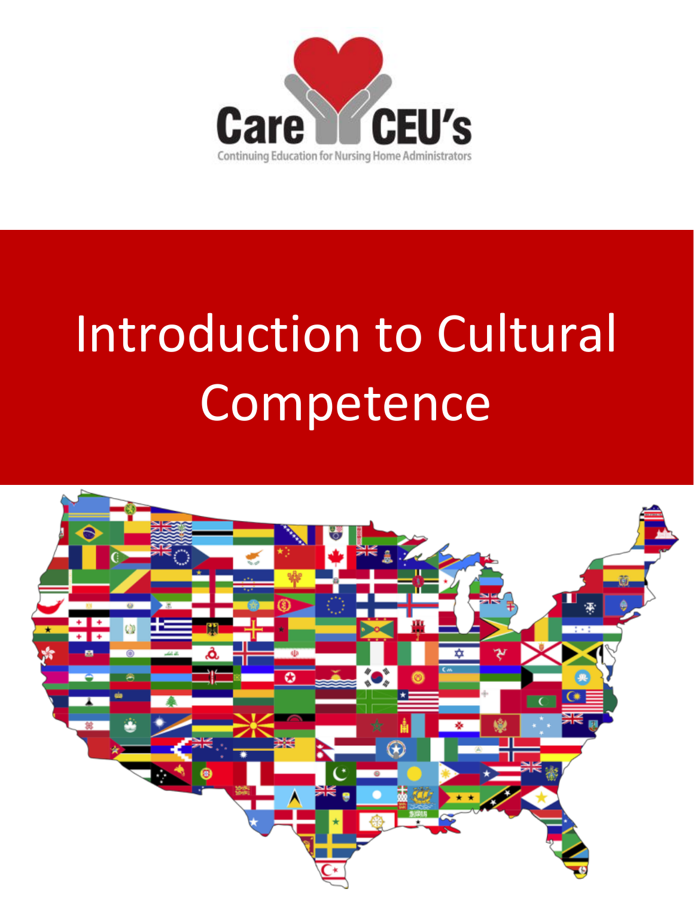Care CEU's

Continuing Education for Nursing Home Administrators

# Introduction to Cultural Competence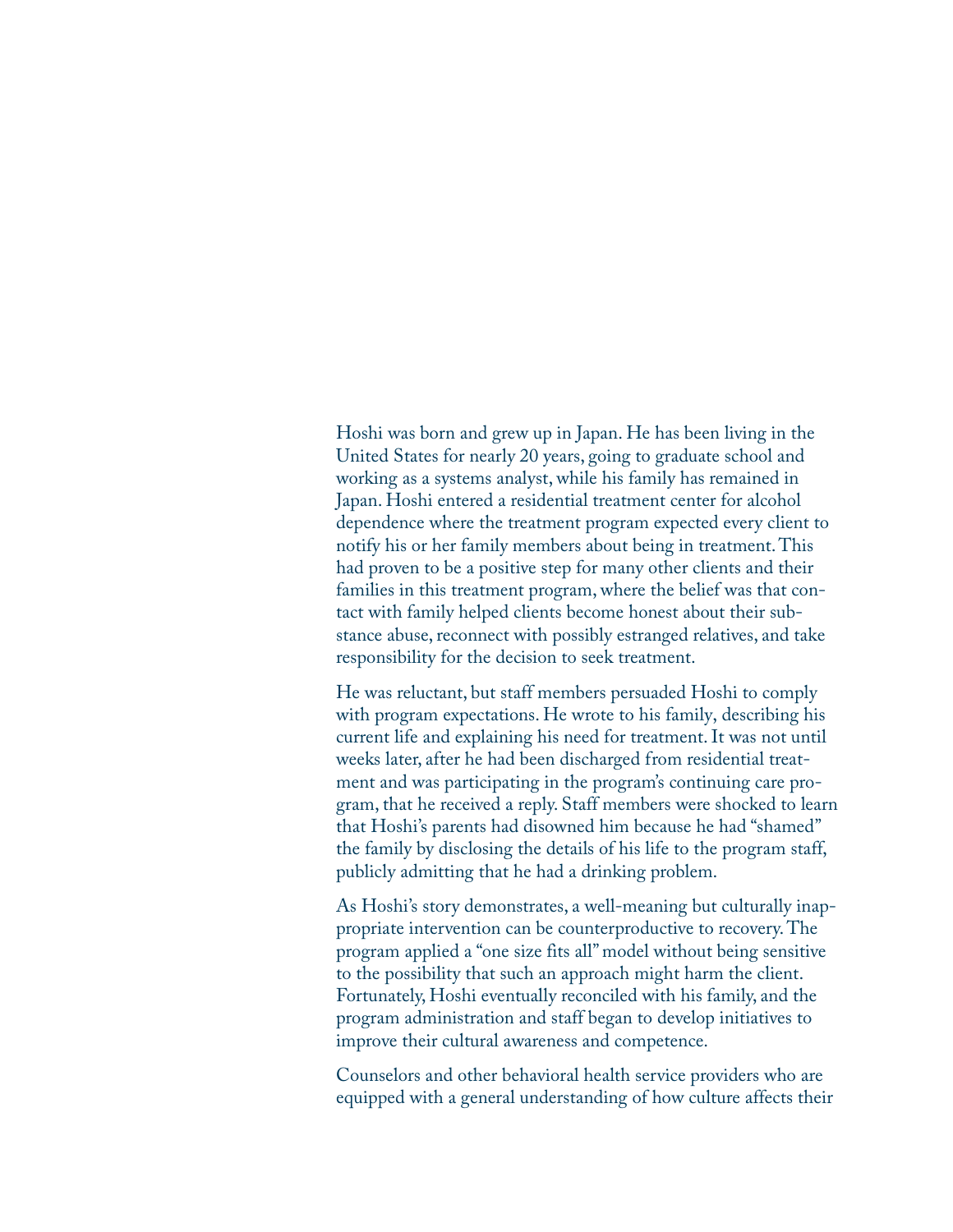Hoshi was born and grew up in Japan. He has been living in the United States for nearly 20 years, going to graduate school and working as a systems analyst, while his family has remained in Japan. Hoshi entered a residential treatment center for alcohol dependence where the treatment program expected every client to notify his or her family members about being in treatment. This had proven to be a positive step for many other clients and their families in this treatment program, where the belief was that contact with family helped clients become honest about their substance abuse, reconnect with possibly estranged relatives, and take responsibility for the decision to seek treatment.

He was reluctant, but staff members persuaded Hoshi to comply with program expectations. He wrote to his family, describing his current life and explaining his need for treatment. It was not until weeks later, after he had been discharged from residential treatment and was participating in the program's continuing care program, that he received a reply. Staff members were shocked to learn that Hoshi's parents had disowned him because he had "shamed" the family by disclosing the details of his life to the program staff, publicly admitting that he had a drinking problem.

As Hoshi's story demonstrates, a well-meaning but culturally inappropriate intervention can be counterproductive to recovery. The program applied a "one size fits all" model without being sensitive to the possibility that such an approach might harm the client. Fortunately, Hoshi eventually reconciled with his family, and the program administration and staff began to develop initiatives to improve their cultural awareness and competence.

Counselors and other behavioral health service providers who are equipped with a general understanding of how culture affects their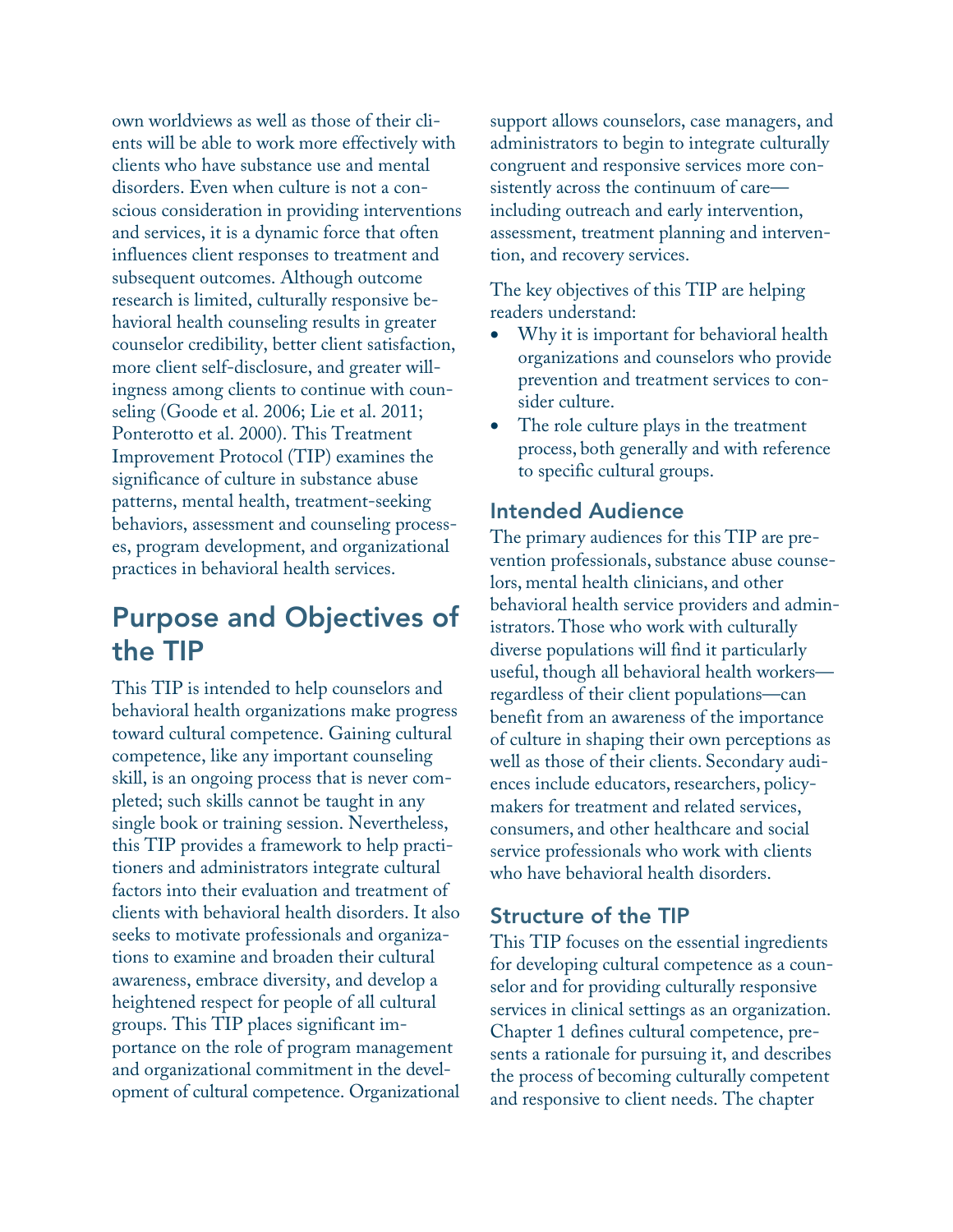own worldviews as well as those of their clients will be able to work more effectively with clients who have substance use and mental disorders. Even when culture is not a conscious consideration in providing interventions and services, it is a dynamic force that often influences client responses to treatment and subsequent outcomes. Although outcome research is limited, culturally responsive behavioral health counseling results in greater counselor credibility, better client satisfaction, more client self-disclosure, and greater willingness among clients to continue with counseling (Goode et al. 2006; Lie et al. 2011; Ponterotto et al. 2000). This Treatment Improvement Protocol (TIP) examines the significance of culture in substance abuse patterns, mental health, treatment-seeking behaviors, assessment and counseling processes, program development, and organizational practices in behavioral health services.

# Purpose and Objectives of the TIP

This TIP is intended to help counselors and behavioral health organizations make progress toward cultural competence. Gaining cultural competence, like any important counseling skill, is an ongoing process that is never completed; such skills cannot be taught in any single book or training session. Nevertheless, this TIP provides a framework to help practitioners and administrators integrate cultural factors into their evaluation and treatment of clients with behavioral health disorders. It also seeks to motivate professionals and organizations to examine and broaden their cultural awareness, embrace diversity, and develop a heightened respect for people of all cultural groups. This TIP places significant importance on the role of program management and organizational commitment in the development of cultural competence. Organizational support allows counselors, case managers, and administrators to begin to integrate culturally congruent and responsive services more consistently across the continuum of care—including outreach and early intervention, assessment, treatment planning and intervention, and recovery services.

The key objectives of this TIP are helping readers understand:

- Why it is important for behavioral health organizations and counselors who provide prevention and treatment services to consider culture.
- The role culture plays in the treatment process, both generally and with reference to specific cultural groups.

## Intended Audience

The primary audiences for this TIP are prevention professionals, substance abuse counselors, mental health clinicians, and other behavioral health service providers and administrators. Those who work with culturally diverse populations will find it particularly useful, though all behavioral health workers—regardless of their client populations—can benefit from an awareness of the importance of culture in shaping their own perceptions as well as those of their clients. Secondary audiences include educators, researchers, policymakers for treatment and related services, consumers, and other healthcare and social service professionals who work with clients who have behavioral health disorders.

## Structure of the TIP

This TIP focuses on the essential ingredients for developing cultural competence as a counselor and for providing culturally responsive services in clinical settings as an organization. Chapter 1 defines cultural competence, presents a rationale for pursuing it, and describes the process of becoming culturally competent and responsive to client needs. The chapter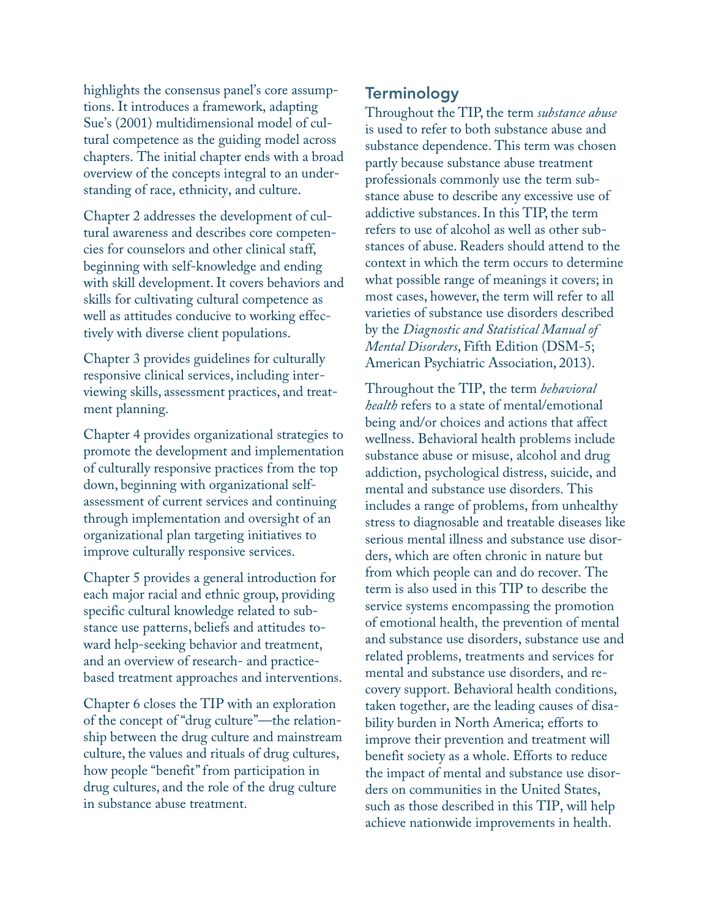highlights the consensus panel's core assumptions. It introduces a framework, adapting Sue's (2001) multidimensional model of cultural competence as the guiding model across chapters. The initial chapter ends with a broad overview of the concepts integral to an understanding of race, ethnicity, and culture.

Chapter 2 addresses the development of cultural awareness and describes core competencies for counselors and other clinical staff, beginning with self-knowledge and ending with skill development. It covers behaviors and skills for cultivating cultural competence as well as attitudes conducive to working effectively with diverse client populations.

Chapter 3 provides guidelines for culturally responsive clinical services, including interviewing skills, assessment practices, and treatment planning.

Chapter 4 provides organizational strategies to promote the development and implementation of culturally responsive practices from the top down, beginning with organizational self-assessment of current services and continuing through implementation and oversight of an organizational plan targeting initiatives to improve culturally responsive services.

Chapter 5 provides a general introduction for each major racial and ethnic group, providing specific cultural knowledge related to substance use patterns, beliefs and attitudes toward help-seeking behavior and treatment, and an overview of research- and practice-based treatment approaches and interventions.

Chapter 6 closes the TIP with an exploration of the concept of "drug culture"—the relationship between the drug culture and mainstream culture, the values and rituals of drug cultures, how people "benefit" from participation in drug cultures, and the role of the drug culture in substance abuse treatment.

## Terminology

Throughout the TIP, the term *substance abuse* is used to refer to both substance abuse and substance dependence. This term was chosen partly because substance abuse treatment professionals commonly use the term substance abuse to describe any excessive use of addictive substances. In this TIP, the term refers to use of alcohol as well as other substances of abuse. Readers should attend to the context in which the term occurs to determine what possible range of meanings it covers; in most cases, however, the term will refer to all varieties of substance use disorders described by the *Diagnostic and Statistical Manual of Mental Disorders*, Fifth Edition (DSM-5; American Psychiatric Association, 2013).

Throughout the TIP, the term *behavioral health* refers to a state of mental/emotional being and/or choices and actions that affect wellness. Behavioral health problems include substance abuse or misuse, alcohol and drug addiction, psychological distress, suicide, and mental and substance use disorders. This includes a range of problems, from unhealthy stress to diagnosable and treatable diseases like serious mental illness and substance use disorders, which are often chronic in nature but from which people can and do recover. The term is also used in this TIP to describe the service systems encompassing the promotion of emotional health, the prevention of mental and substance use disorders, substance use and related problems, treatments and services for mental and substance use disorders, and recovery support. Behavioral health conditions, taken together, are the leading causes of disability burden in North America; efforts to improve their prevention and treatment will benefit society as a whole. Efforts to reduce the impact of mental and substance use disorders on communities in the United States, such as those described in this TIP, will help achieve nationwide improvements in health.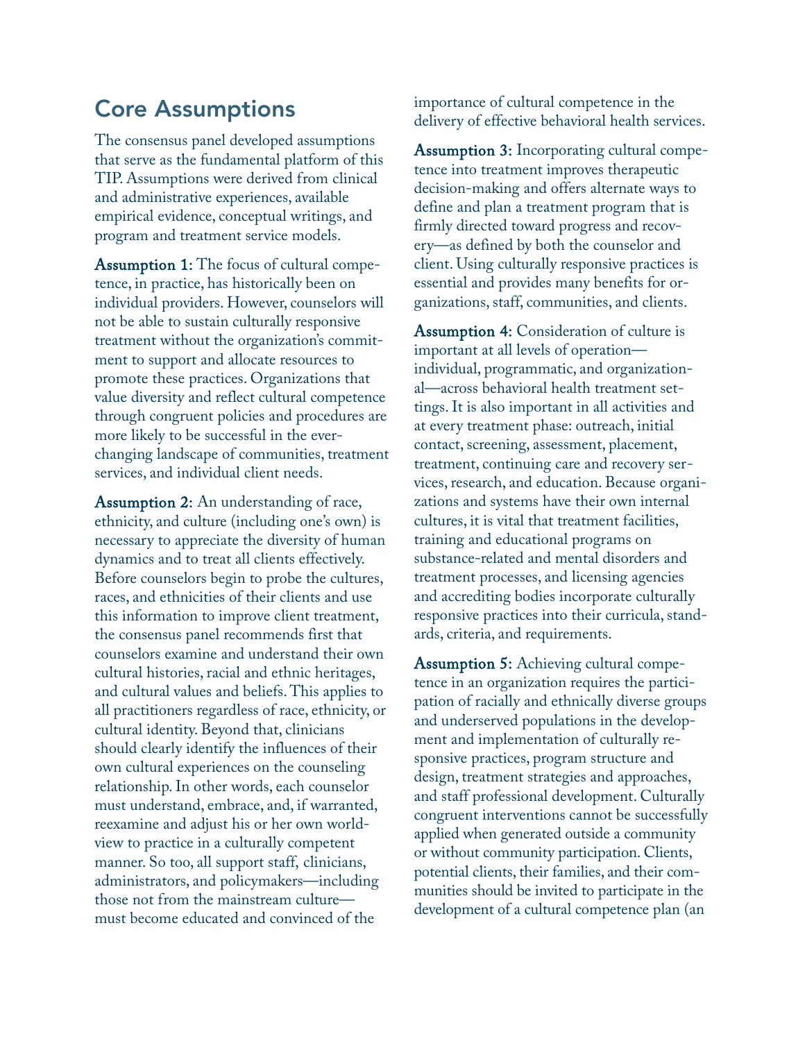## Core Assumptions

The consensus panel developed assumptions that serve as the fundamental platform of this TIP. Assumptions were derived from clinical and administrative experiences, available empirical evidence, conceptual writings, and program and treatment service models.

**Assumption 1:** The focus of cultural competence, in practice, has historically been on individual providers. However, counselors will not be able to sustain culturally responsive treatment without the organization's commitment to support and allocate resources to promote these practices. Organizations that value diversity and reflect cultural competence through congruent policies and procedures are more likely to be successful in the ever-changing landscape of communities, treatment services, and individual client needs.

**Assumption 2:** An understanding of race, ethnicity, and culture (including one's own) is necessary to appreciate the diversity of human dynamics and to treat all clients effectively. Before counselors begin to probe the cultures, races, and ethnicities of their clients and use this information to improve client treatment, the consensus panel recommends first that counselors examine and understand their own cultural histories, racial and ethnic heritages, and cultural values and beliefs. This applies to all practitioners regardless of race, ethnicity, or cultural identity. Beyond that, clinicians should clearly identify the influences of their own cultural experiences on the counseling relationship. In other words, each counselor must understand, embrace, and, if warranted, reexamine and adjust his or her own worldview to practice in a culturally competent manner. So too, all support staff, clinicians, administrators, and policymakers—including those not from the mainstream culture—must become educated and convinced of the importance of cultural competence in the delivery of effective behavioral health services.

**Assumption 3:** Incorporating cultural competence into treatment improves therapeutic decision-making and offers alternate ways to define and plan a treatment program that is firmly directed toward progress and recovery—as defined by both the counselor and client. Using culturally responsive practices is essential and provides many benefits for organizations, staff, communities, and clients.

**Assumption 4:** Consideration of culture is important at all levels of operation—individual, programmatic, and organizational—across behavioral health treatment settings. It is also important in all activities and at every treatment phase: outreach, initial contact, screening, assessment, placement, treatment, continuing care and recovery services, research, and education. Because organizations and systems have their own internal cultures, it is vital that treatment facilities, training and educational programs on substance-related and mental disorders and treatment processes, and licensing agencies and accrediting bodies incorporate culturally responsive practices into their curricula, standards, criteria, and requirements.

**Assumption 5:** Achieving cultural competence in an organization requires the participation of racially and ethnically diverse groups and underserved populations in the development and implementation of culturally responsive practices, program structure and design, treatment strategies and approaches, and staff professional development. Culturally congruent interventions cannot be successfully applied when generated outside a community or without community participation. Clients, potential clients, their families, and their communities should be invited to participate in the development of a cultural competence plan (an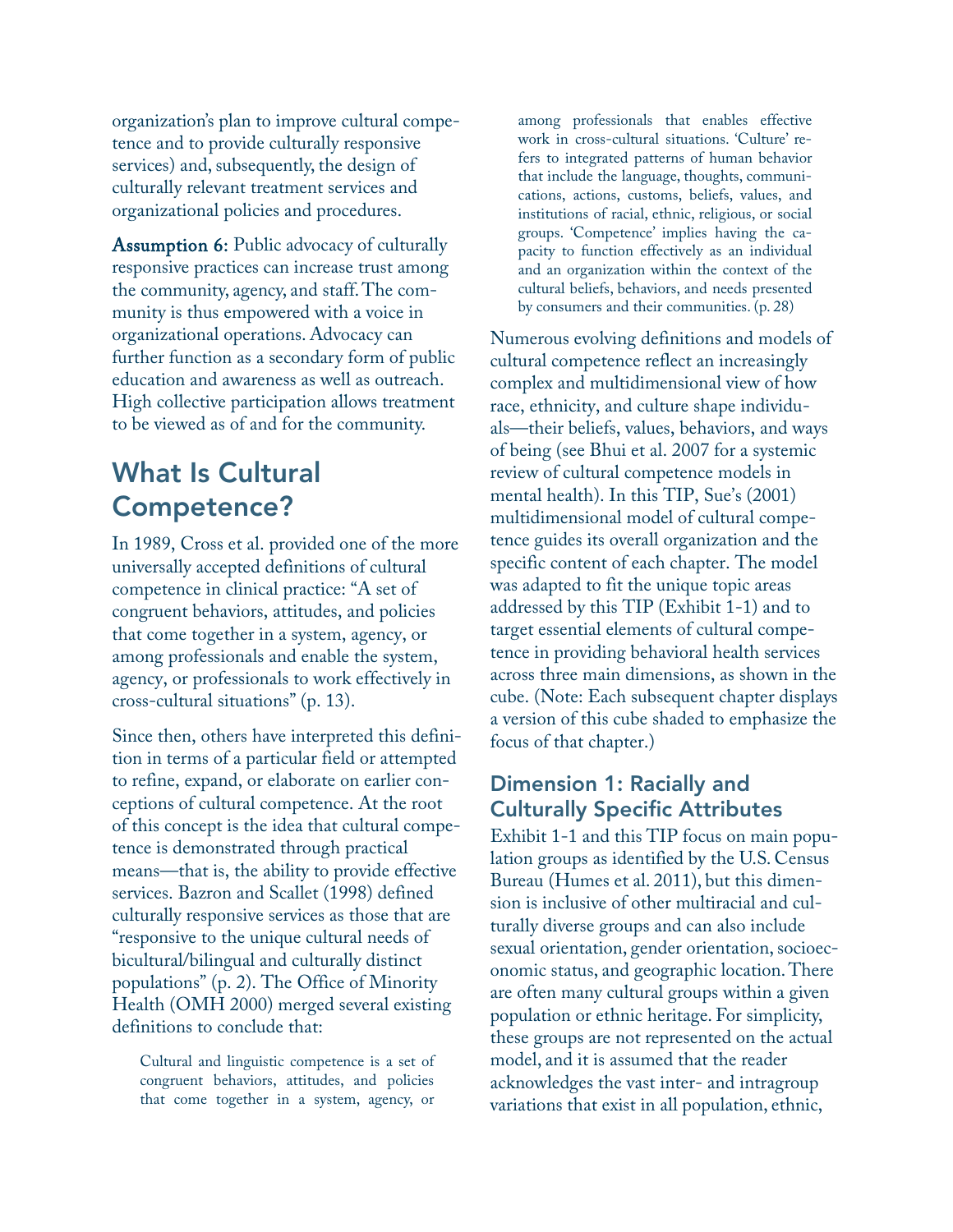organization's plan to improve cultural competence and to provide culturally responsive services) and, subsequently, the design of culturally relevant treatment services and organizational policies and procedures.

**Assumption 6:** Public advocacy of culturally responsive practices can increase trust among the community, agency, and staff. The community is thus empowered with a voice in organizational operations. Advocacy can further function as a secondary form of public education and awareness as well as outreach. High collective participation allows treatment to be viewed as of and for the community.

## What Is Cultural Competence?

In 1989, Cross et al. provided one of the more universally accepted definitions of cultural competence in clinical practice: "A set of congruent behaviors, attitudes, and policies that come together in a system, agency, or among professionals and enable the system, agency, or professionals to work effectively in cross-cultural situations" (p. 13).

Since then, others have interpreted this definition in terms of a particular field or attempted to refine, expand, or elaborate on earlier conceptions of cultural competence. At the root of this concept is the idea that cultural competence is demonstrated through practical means—that is, the ability to provide effective services. Bazron and Scallet (1998) defined culturally responsive services as those that are "responsive to the unique cultural needs of bicultural/bilingual and culturally distinct populations" (p. 2). The Office of Minority Health (OMH 2000) merged several existing definitions to conclude that:

> Cultural and linguistic competence is a set of congruent behaviors, attitudes, and policies that come together in a system, agency, or among professionals that enables effective work in cross-cultural situations. 'Culture' refers to integrated patterns of human behavior that include the language, thoughts, communications, actions, customs, beliefs, values, and institutions of racial, ethnic, religious, or social groups. 'Competence' implies having the capacity to function effectively as an individual and an organization within the context of the cultural beliefs, behaviors, and needs presented by consumers and their communities. (p. 28)

Numerous evolving definitions and models of cultural competence reflect an increasingly complex and multidimensional view of how race, ethnicity, and culture shape individuals—their beliefs, values, behaviors, and ways of being (see Bhui et al. 2007 for a systemic review of cultural competence models in mental health). In this TIP, Sue's (2001) multidimensional model of cultural competence guides its overall organization and the specific content of each chapter. The model was adapted to fit the unique topic areas addressed by this TIP (Exhibit 1-1) and to target essential elements of cultural competence in providing behavioral health services across three main dimensions, as shown in the cube. (Note: Each subsequent chapter displays a version of this cube shaded to emphasize the focus of that chapter.)

### Dimension 1: Racially and Culturally Specific Attributes

Exhibit 1-1 and this TIP focus on main population groups as identified by the U.S. Census Bureau (Humes et al. 2011), but this dimension is inclusive of other multiracial and culturally diverse groups and can also include sexual orientation, gender orientation, socioeconomic status, and geographic location. There are often many cultural groups within a given population or ethnic heritage. For simplicity, these groups are not represented on the actual model, and it is assumed that the reader acknowledges the vast inter- and intragroup variations that exist in all population, ethnic,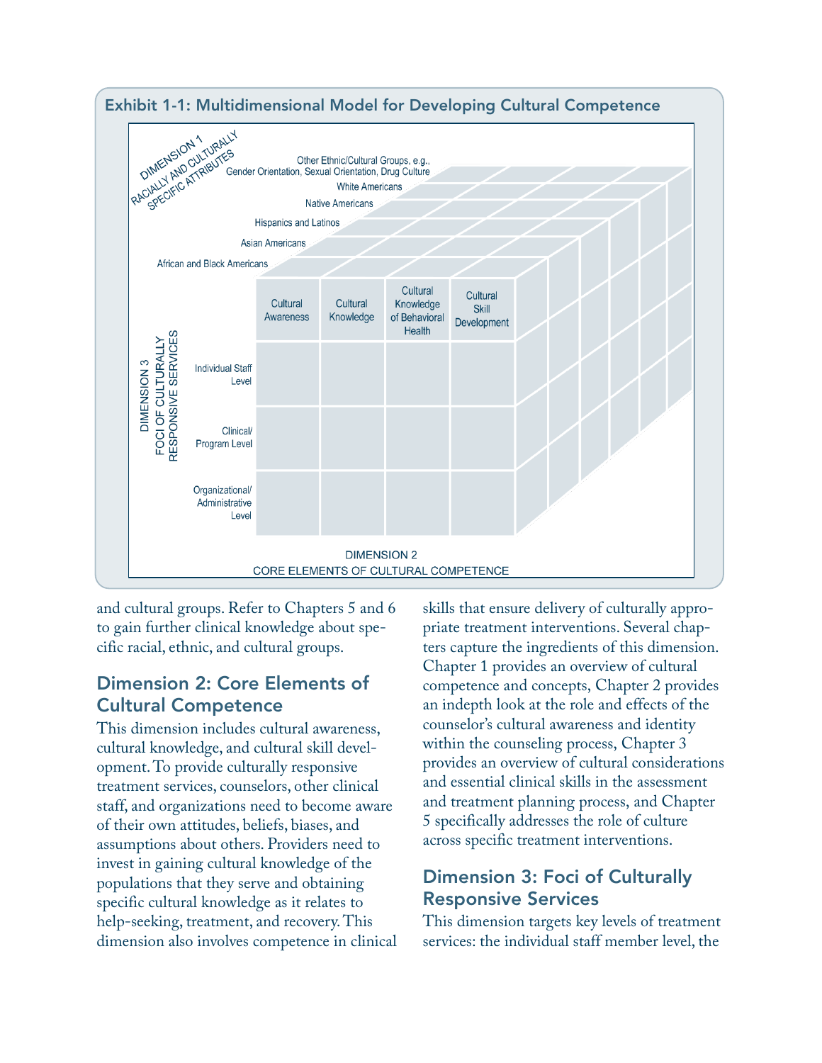**Exhibit 1-1: Multidimensional Model for Developing Cultural Competence**

DIMENSION 1
RACIALLY AND CULTURALLY SPECIFIC ATTRIBUTES

Other Ethnic/Cultural Groups, e.g., Gender Orientation, Sexual Orientation, Drug Culture
White Americans
Native Americans
Hispanics and Latinos
Asian Americans
African and Black Americans

Cultural Awareness
Cultural Knowledge
Cultural Knowledge of Behavioral Health
Cultural Skill Development

DIMENSION 3
FOCI OF CULTURALLY RESPONSIVE SERVICES

Individual Staff Level
Clinical/ Program Level
Organizational/ Administrative Level

DIMENSION 2
CORE ELEMENTS OF CULTURAL COMPETENCE

and cultural groups. Refer to Chapters 5 and 6 to gain further clinical knowledge about specific racial, ethnic, and cultural groups.

## Dimension 2: Core Elements of Cultural Competence

This dimension includes cultural awareness, cultural knowledge, and cultural skill development. To provide culturally responsive treatment services, counselors, other clinical staff, and organizations need to become aware of their own attitudes, beliefs, biases, and assumptions about others. Providers need to invest in gaining cultural knowledge of the populations that they serve and obtaining specific cultural knowledge as it relates to help-seeking, treatment, and recovery. This dimension also involves competence in clinical skills that ensure delivery of culturally appropriate treatment interventions. Several chapters capture the ingredients of this dimension. Chapter 1 provides an overview of cultural competence and concepts, Chapter 2 provides an indepth look at the role and effects of the counselor's cultural awareness and identity within the counseling process, Chapter 3 provides an overview of cultural considerations and essential clinical skills in the assessment and treatment planning process, and Chapter 5 specifically addresses the role of culture across specific treatment interventions.

## Dimension 3: Foci of Culturally Responsive Services

This dimension targets key levels of treatment services: the individual staff member level, the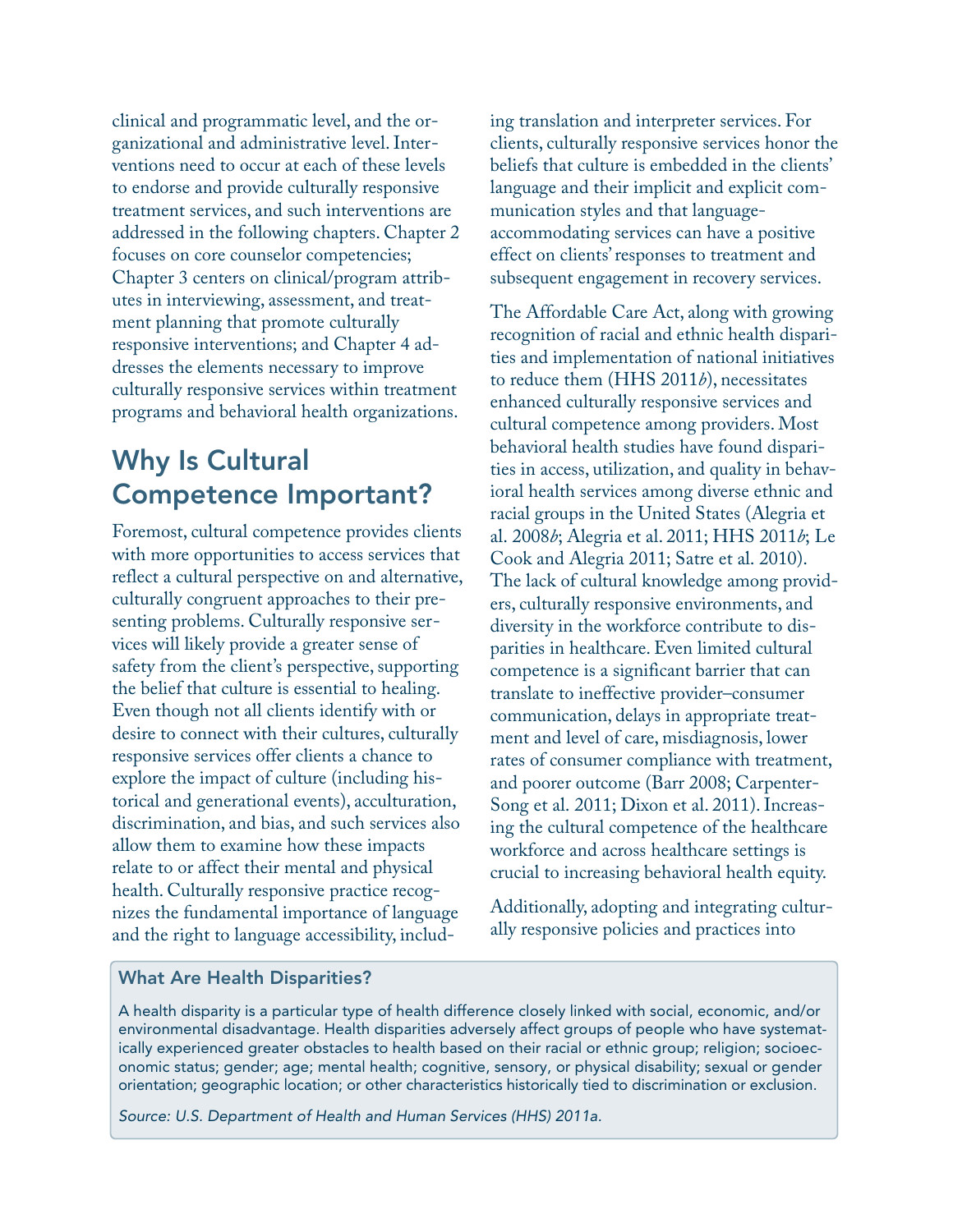clinical and programmatic level, and the organizational and administrative level. Interventions need to occur at each of these levels to endorse and provide culturally responsive treatment services, and such interventions are addressed in the following chapters. Chapter 2 focuses on core counselor competencies; Chapter 3 centers on clinical/program attributes in interviewing, assessment, and treatment planning that promote culturally responsive interventions; and Chapter 4 addresses the elements necessary to improve culturally responsive services within treatment programs and behavioral health organizations.

## Why Is Cultural Competence Important?

Foremost, cultural competence provides clients with more opportunities to access services that reflect a cultural perspective on and alternative, culturally congruent approaches to their presenting problems. Culturally responsive services will likely provide a greater sense of safety from the client's perspective, supporting the belief that culture is essential to healing. Even though not all clients identify with or desire to connect with their cultures, culturally responsive services offer clients a chance to explore the impact of culture (including historical and generational events), acculturation, discrimination, and bias, and such services also allow them to examine how these impacts relate to or affect their mental and physical health. Culturally responsive practice recognizes the fundamental importance of language and the right to language accessibility, including translation and interpreter services. For clients, culturally responsive services honor the beliefs that culture is embedded in the clients' language and their implicit and explicit communication styles and that language-accommodating services can have a positive effect on clients' responses to treatment and subsequent engagement in recovery services.

The Affordable Care Act, along with growing recognition of racial and ethnic health disparities and implementation of national initiatives to reduce them (HHS 2011*b*), necessitates enhanced culturally responsive services and cultural competence among providers. Most behavioral health studies have found disparities in access, utilization, and quality in behavioral health services among diverse ethnic and racial groups in the United States (Alegria et al. 2008*b*; Alegria et al. 2011; HHS 2011*b*; Le Cook and Alegria 2011; Satre et al. 2010). The lack of cultural knowledge among providers, culturally responsive environments, and diversity in the workforce contribute to disparities in healthcare. Even limited cultural competence is a significant barrier that can translate to ineffective provider–consumer communication, delays in appropriate treatment and level of care, misdiagnosis, lower rates of consumer compliance with treatment, and poorer outcome (Barr 2008; Carpenter-Song et al. 2011; Dixon et al. 2011). Increasing the cultural competence of the healthcare workforce and across healthcare settings is crucial to increasing behavioral health equity.

Additionally, adopting and integrating culturally responsive policies and practices into

### What Are Health Disparities?

A health disparity is a particular type of health difference closely linked with social, economic, and/or environmental disadvantage. Health disparities adversely affect groups of people who have systematically experienced greater obstacles to health based on their racial or ethnic group; religion; socioeconomic status; gender; age; mental health; cognitive, sensory, or physical disability; sexual or gender orientation; geographic location; or other characteristics historically tied to discrimination or exclusion.

*Source: U.S. Department of Health and Human Services (HHS) 2011a.*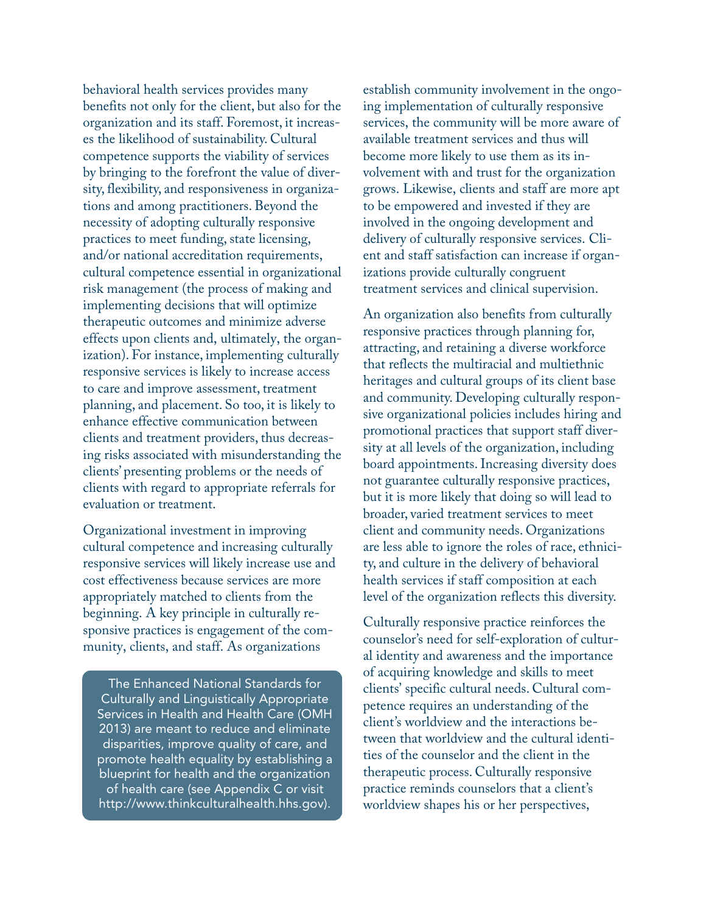behavioral health services provides many benefits not only for the client, but also for the organization and its staff. Foremost, it increases the likelihood of sustainability. Cultural competence supports the viability of services by bringing to the forefront the value of diversity, flexibility, and responsiveness in organizations and among practitioners. Beyond the necessity of adopting culturally responsive practices to meet funding, state licensing, and/or national accreditation requirements, cultural competence essential in organizational risk management (the process of making and implementing decisions that will optimize therapeutic outcomes and minimize adverse effects upon clients and, ultimately, the organization). For instance, implementing culturally responsive services is likely to increase access to care and improve assessment, treatment planning, and placement. So too, it is likely to enhance effective communication between clients and treatment providers, thus decreasing risks associated with misunderstanding the clients' presenting problems or the needs of clients with regard to appropriate referrals for evaluation or treatment.

Organizational investment in improving cultural competence and increasing culturally responsive services will likely increase use and cost effectiveness because services are more appropriately matched to clients from the beginning. A key principle in culturally responsive practices is engagement of the community, clients, and staff. As organizations establish community involvement in the ongoing implementation of culturally responsive services, the community will be more aware of available treatment services and thus will become more likely to use them as its involvement with and trust for the organization grows. Likewise, clients and staff are more apt to be empowered and invested if they are involved in the ongoing development and delivery of culturally responsive services. Client and staff satisfaction can increase if organizations provide culturally congruent treatment services and clinical supervision.

> The Enhanced National Standards for Culturally and Linguistically Appropriate Services in Health and Health Care (OMH 2013) are meant to reduce and eliminate disparities, improve quality of care, and promote health equality by establishing a blueprint for health and the organization of health care (see Appendix C or visit http://www.thinkculturalhealth.hhs.gov).

An organization also benefits from culturally responsive practices through planning for, attracting, and retaining a diverse workforce that reflects the multiracial and multiethnic heritages and cultural groups of its client base and community. Developing culturally responsive organizational policies includes hiring and promotional practices that support staff diversity at all levels of the organization, including board appointments. Increasing diversity does not guarantee culturally responsive practices, but it is more likely that doing so will lead to broader, varied treatment services to meet client and community needs. Organizations are less able to ignore the roles of race, ethnicity, and culture in the delivery of behavioral health services if staff composition at each level of the organization reflects this diversity.

Culturally responsive practice reinforces the counselor's need for self-exploration of cultural identity and awareness and the importance of acquiring knowledge and skills to meet clients' specific cultural needs. Cultural competence requires an understanding of the client's worldview and the interactions between that worldview and the cultural identities of the counselor and the client in the therapeutic process. Culturally responsive practice reminds counselors that a client's worldview shapes his or her perspectives,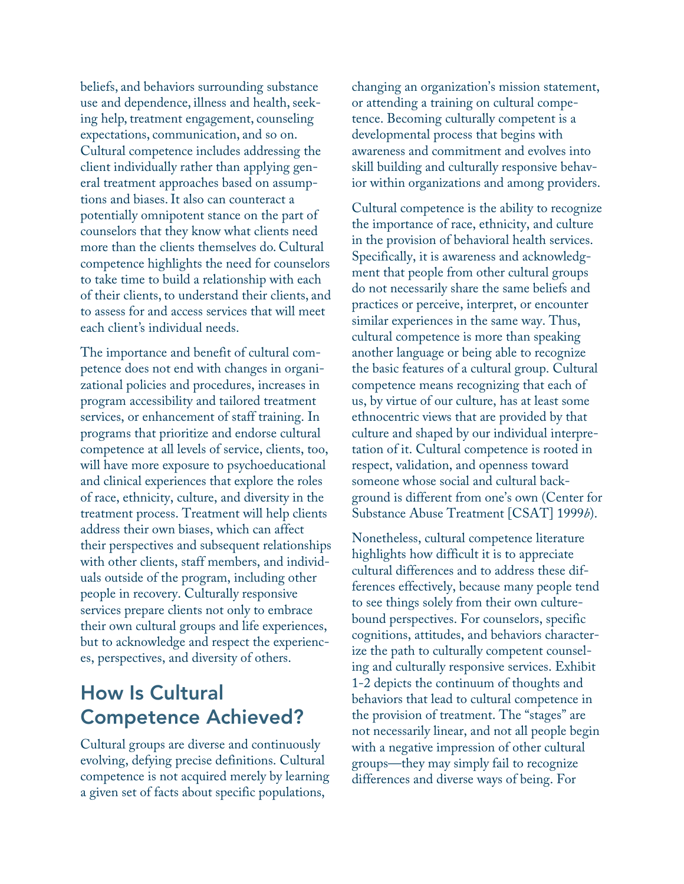beliefs, and behaviors surrounding substance use and dependence, illness and health, seeking help, treatment engagement, counseling expectations, communication, and so on. Cultural competence includes addressing the client individually rather than applying general treatment approaches based on assumptions and biases. It also can counteract a potentially omnipotent stance on the part of counselors that they know what clients need more than the clients themselves do. Cultural competence highlights the need for counselors to take time to build a relationship with each of their clients, to understand their clients, and to assess for and access services that will meet each client's individual needs.

The importance and benefit of cultural competence does not end with changes in organizational policies and procedures, increases in program accessibility and tailored treatment services, or enhancement of staff training. In programs that prioritize and endorse cultural competence at all levels of service, clients, too, will have more exposure to psychoeducational and clinical experiences that explore the roles of race, ethnicity, culture, and diversity in the treatment process. Treatment will help clients address their own biases, which can affect their perspectives and subsequent relationships with other clients, staff members, and individuals outside of the program, including other people in recovery. Culturally responsive services prepare clients not only to embrace their own cultural groups and life experiences, but to acknowledge and respect the experiences, perspectives, and diversity of others.

## How Is Cultural Competence Achieved?

Cultural groups are diverse and continuously evolving, defying precise definitions. Cultural competence is not acquired merely by learning a given set of facts about specific populations, changing an organization's mission statement, or attending a training on cultural competence. Becoming culturally competent is a developmental process that begins with awareness and commitment and evolves into skill building and culturally responsive behavior within organizations and among providers.

Cultural competence is the ability to recognize the importance of race, ethnicity, and culture in the provision of behavioral health services. Specifically, it is awareness and acknowledgment that people from other cultural groups do not necessarily share the same beliefs and practices or perceive, interpret, or encounter similar experiences in the same way. Thus, cultural competence is more than speaking another language or being able to recognize the basic features of a cultural group. Cultural competence means recognizing that each of us, by virtue of our culture, has at least some ethnocentric views that are provided by that culture and shaped by our individual interpretation of it. Cultural competence is rooted in respect, validation, and openness toward someone whose social and cultural background is different from one's own (Center for Substance Abuse Treatment [CSAT] 1999*b*).

Nonetheless, cultural competence literature highlights how difficult it is to appreciate cultural differences and to address these differences effectively, because many people tend to see things solely from their own culture-bound perspectives. For counselors, specific cognitions, attitudes, and behaviors characterize the path to culturally competent counseling and culturally responsive services. Exhibit 1-2 depicts the continuum of thoughts and behaviors that lead to cultural competence in the provision of treatment. The "stages" are not necessarily linear, and not all people begin with a negative impression of other cultural groups—they may simply fail to recognize differences and diverse ways of being. For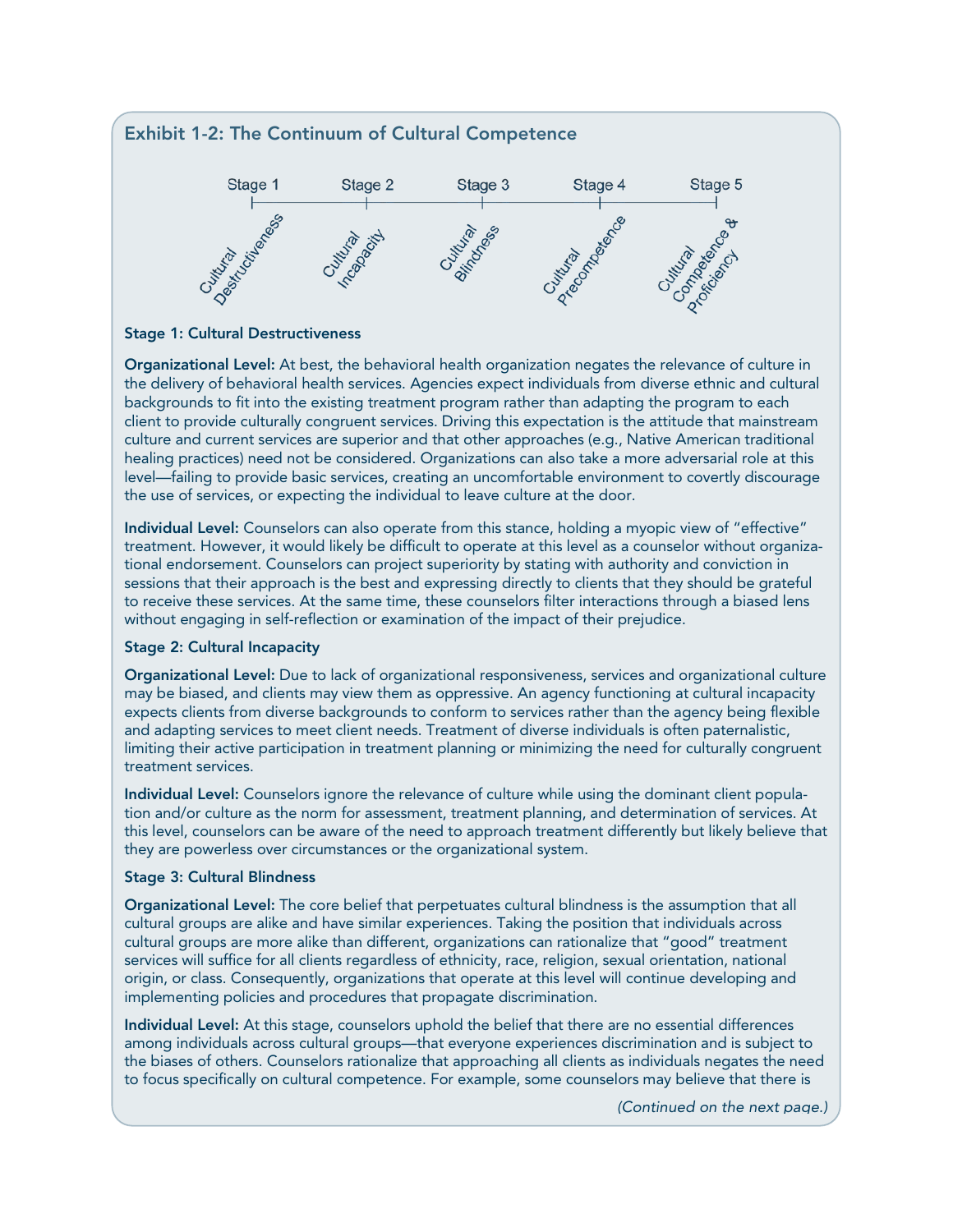### Exhibit 1-2: The Continuum of Cultural Competence

Stage 1 — Cultural Destructiveness
Stage 2 — Cultural Incapacity
Stage 3 — Cultural Blindness
Stage 4 — Cultural Precompetence
Stage 5 — Cultural Competence & Proficiency

**Stage 1: Cultural Destructiveness**

**Organizational Level:** At best, the behavioral health organization negates the relevance of culture in the delivery of behavioral health services. Agencies expect individuals from diverse ethnic and cultural backgrounds to fit into the existing treatment program rather than adapting the program to each client to provide culturally congruent services. Driving this expectation is the attitude that mainstream culture and current services are superior and that other approaches (e.g., Native American traditional healing practices) need not be considered. Organizations can also take a more adversarial role at this level—failing to provide basic services, creating an uncomfortable environment to covertly discourage the use of services, or expecting the individual to leave culture at the door.

**Individual Level:** Counselors can also operate from this stance, holding a myopic view of "effective" treatment. However, it would likely be difficult to operate at this level as a counselor without organizational endorsement. Counselors can project superiority by stating with authority and conviction in sessions that their approach is the best and expressing directly to clients that they should be grateful to receive these services. At the same time, these counselors filter interactions through a biased lens without engaging in self-reflection or examination of the impact of their prejudice.

**Stage 2: Cultural Incapacity**

**Organizational Level:** Due to lack of organizational responsiveness, services and organizational culture may be biased, and clients may view them as oppressive. An agency functioning at cultural incapacity expects clients from diverse backgrounds to conform to services rather than the agency being flexible and adapting services to meet client needs. Treatment of diverse individuals is often paternalistic, limiting their active participation in treatment planning or minimizing the need for culturally congruent treatment services.

**Individual Level:** Counselors ignore the relevance of culture while using the dominant client population and/or culture as the norm for assessment, treatment planning, and determination of services. At this level, counselors can be aware of the need to approach treatment differently but likely believe that they are powerless over circumstances or the organizational system.

**Stage 3: Cultural Blindness**

**Organizational Level:** The core belief that perpetuates cultural blindness is the assumption that all cultural groups are alike and have similar experiences. Taking the position that individuals across cultural groups are more alike than different, organizations can rationalize that "good" treatment services will suffice for all clients regardless of ethnicity, race, religion, sexual orientation, national origin, or class. Consequently, organizations that operate at this level will continue developing and implementing policies and procedures that propagate discrimination.

**Individual Level:** At this stage, counselors uphold the belief that there are no essential differences among individuals across cultural groups—that everyone experiences discrimination and is subject to the biases of others. Counselors rationalize that approaching all clients as individuals negates the need to focus specifically on cultural competence. For example, some counselors may believe that there is

*(Continued on the next page.)*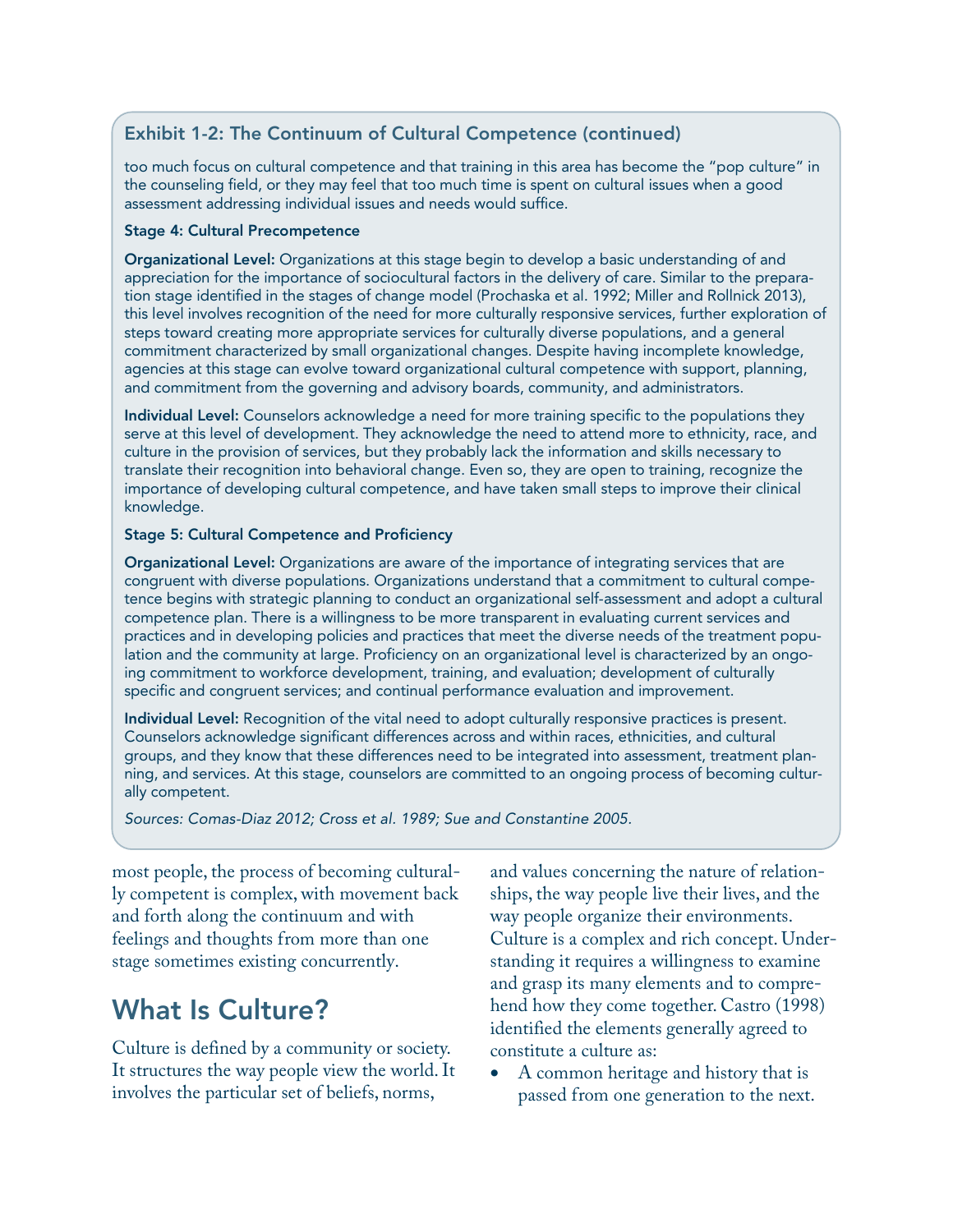**Exhibit 1-2: The Continuum of Cultural Competence (continued)**

too much focus on cultural competence and that training in this area has become the "pop culture" in the counseling field, or they may feel that too much time is spent on cultural issues when a good assessment addressing individual issues and needs would suffice.

**Stage 4: Cultural Precompetence**

**Organizational Level:** Organizations at this stage begin to develop a basic understanding of and appreciation for the importance of sociocultural factors in the delivery of care. Similar to the preparation stage identified in the stages of change model (Prochaska et al. 1992; Miller and Rollnick 2013), this level involves recognition of the need for more culturally responsive services, further exploration of steps toward creating more appropriate services for culturally diverse populations, and a general commitment characterized by small organizational changes. Despite having incomplete knowledge, agencies at this stage can evolve toward organizational cultural competence with support, planning, and commitment from the governing and advisory boards, community, and administrators.

**Individual Level:** Counselors acknowledge a need for more training specific to the populations they serve at this level of development. They acknowledge the need to attend more to ethnicity, race, and culture in the provision of services, but they probably lack the information and skills necessary to translate their recognition into behavioral change. Even so, they are open to training, recognize the importance of developing cultural competence, and have taken small steps to improve their clinical knowledge.

**Stage 5: Cultural Competence and Proficiency**

**Organizational Level:** Organizations are aware of the importance of integrating services that are congruent with diverse populations. Organizations understand that a commitment to cultural competence begins with strategic planning to conduct an organizational self-assessment and adopt a cultural competence plan. There is a willingness to be more transparent in evaluating current services and practices and in developing policies and practices that meet the diverse needs of the treatment population and the community at large. Proficiency on an organizational level is characterized by an ongoing commitment to workforce development, training, and evaluation; development of culturally specific and congruent services; and continual performance evaluation and improvement.

**Individual Level:** Recognition of the vital need to adopt culturally responsive practices is present. Counselors acknowledge significant differences across and within races, ethnicities, and cultural groups, and they know that these differences need to be integrated into assessment, treatment planning, and services. At this stage, counselors are committed to an ongoing process of becoming culturally competent.

*Sources: Comas-Diaz 2012; Cross et al. 1989; Sue and Constantine 2005.*

most people, the process of becoming culturally competent is complex, with movement back and forth along the continuum and with feelings and thoughts from more than one stage sometimes existing concurrently.

## What Is Culture?

Culture is defined by a community or society. It structures the way people view the world. It involves the particular set of beliefs, norms, and values concerning the nature of relationships, the way people live their lives, and the way people organize their environments. Culture is a complex and rich concept. Understanding it requires a willingness to examine and grasp its many elements and to comprehend how they come together. Castro (1998) identified the elements generally agreed to constitute a culture as:

- A common heritage and history that is passed from one generation to the next.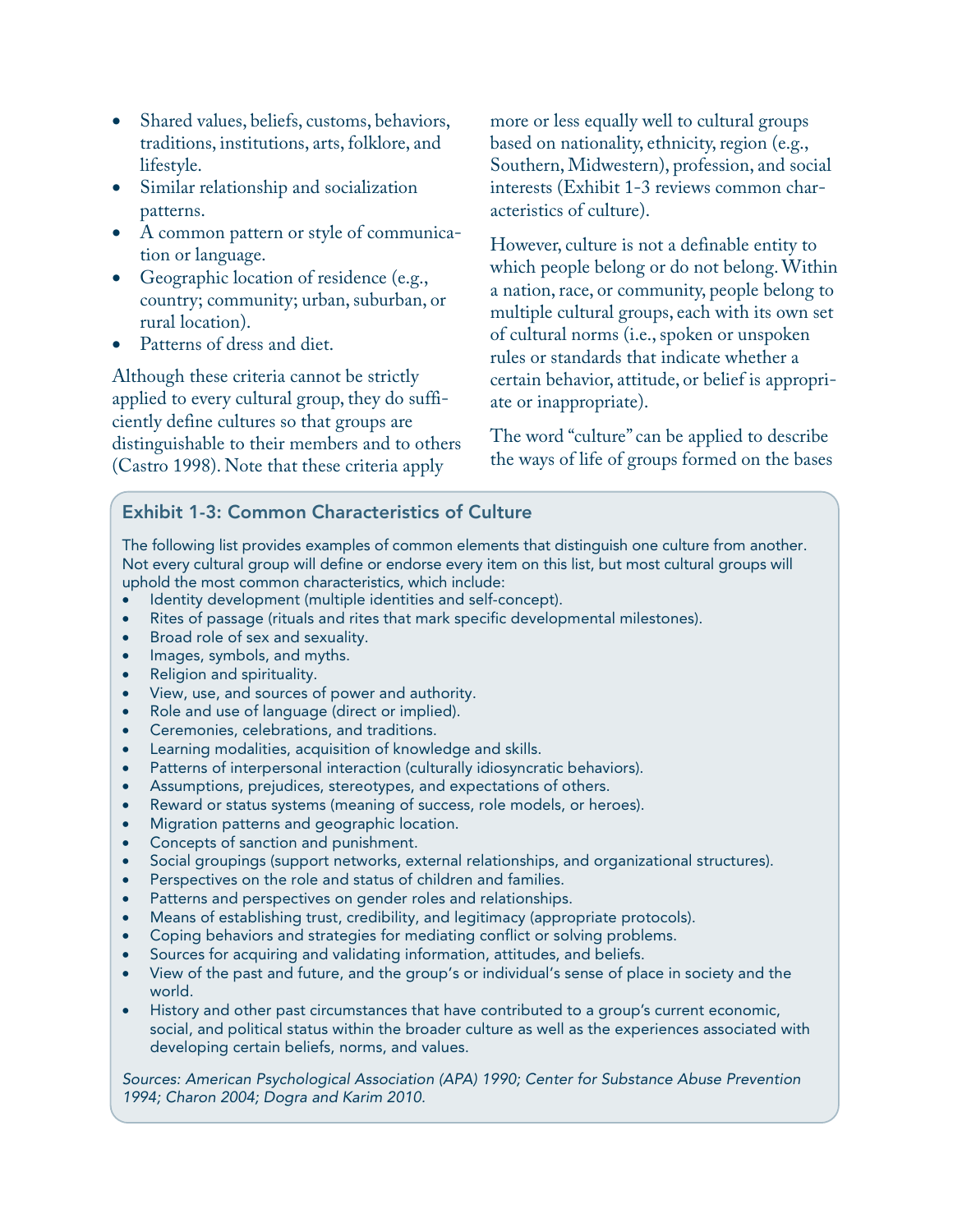- Shared values, beliefs, customs, behaviors, traditions, institutions, arts, folklore, and lifestyle.
- Similar relationship and socialization patterns.
- A common pattern or style of communication or language.
- Geographic location of residence (e.g., country; community; urban, suburban, or rural location).
- Patterns of dress and diet.

Although these criteria cannot be strictly applied to every cultural group, they do sufficiently define cultures so that groups are distinguishable to their members and to others (Castro 1998). Note that these criteria apply more or less equally well to cultural groups based on nationality, ethnicity, region (e.g., Southern, Midwestern), profession, and social interests (Exhibit 1-3 reviews common characteristics of culture).

However, culture is not a definable entity to which people belong or do not belong. Within a nation, race, or community, people belong to multiple cultural groups, each with its own set of cultural norms (i.e., spoken or unspoken rules or standards that indicate whether a certain behavior, attitude, or belief is appropriate or inappropriate).

The word "culture" can be applied to describe the ways of life of groups formed on the bases

### Exhibit 1-3: Common Characteristics of Culture

The following list provides examples of common elements that distinguish one culture from another. Not every cultural group will define or endorse every item on this list, but most cultural groups will uphold the most common characteristics, which include:

- Identity development (multiple identities and self-concept).
- Rites of passage (rituals and rites that mark specific developmental milestones).
- Broad role of sex and sexuality.
- Images, symbols, and myths.
- Religion and spirituality.
- View, use, and sources of power and authority.
- Role and use of language (direct or implied).
- Ceremonies, celebrations, and traditions.
- Learning modalities, acquisition of knowledge and skills.
- Patterns of interpersonal interaction (culturally idiosyncratic behaviors).
- Assumptions, prejudices, stereotypes, and expectations of others.
- Reward or status systems (meaning of success, role models, or heroes).
- Migration patterns and geographic location.
- Concepts of sanction and punishment.
- Social groupings (support networks, external relationships, and organizational structures).
- Perspectives on the role and status of children and families.
- Patterns and perspectives on gender roles and relationships.
- Means of establishing trust, credibility, and legitimacy (appropriate protocols).
- Coping behaviors and strategies for mediating conflict or solving problems.
- Sources for acquiring and validating information, attitudes, and beliefs.
- View of the past and future, and the group's or individual's sense of place in society and the world.
- History and other past circumstances that have contributed to a group's current economic, social, and political status within the broader culture as well as the experiences associated with developing certain beliefs, norms, and values.

*Sources: American Psychological Association (APA) 1990; Center for Substance Abuse Prevention 1994; Charon 2004; Dogra and Karim 2010.*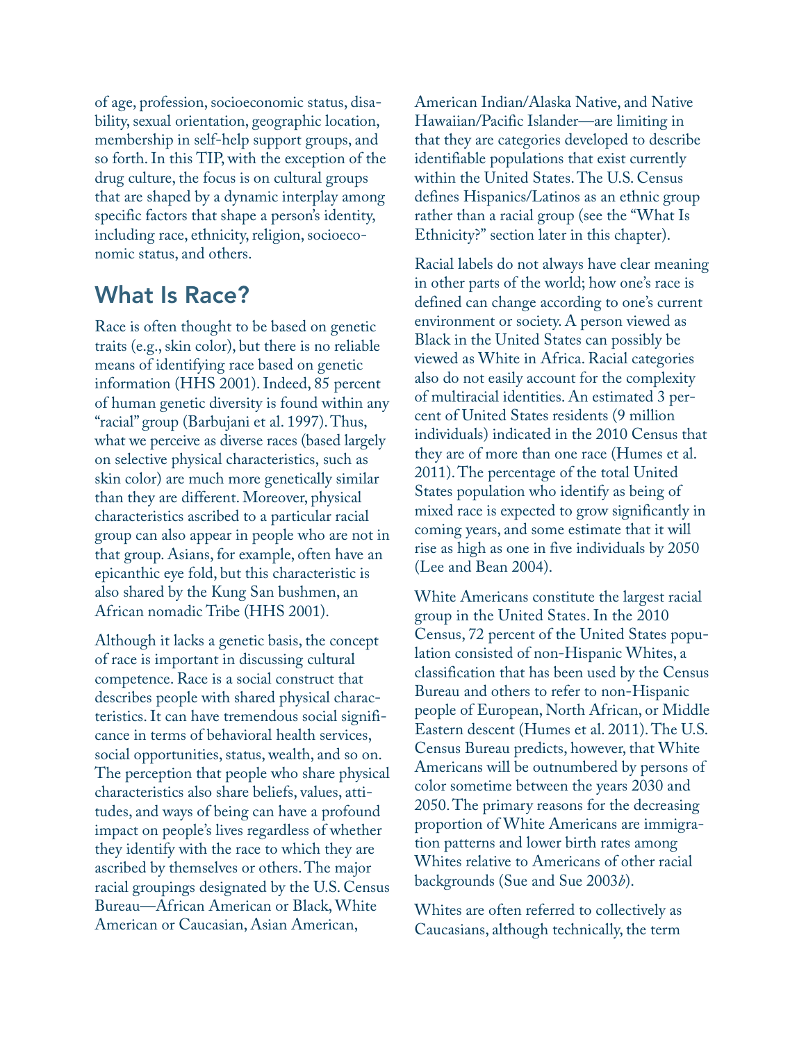of age, profession, socioeconomic status, disability, sexual orientation, geographic location, membership in self-help support groups, and so forth. In this TIP, with the exception of the drug culture, the focus is on cultural groups that are shaped by a dynamic interplay among specific factors that shape a person's identity, including race, ethnicity, religion, socioeconomic status, and others.

## What Is Race?

Race is often thought to be based on genetic traits (e.g., skin color), but there is no reliable means of identifying race based on genetic information (HHS 2001). Indeed, 85 percent of human genetic diversity is found within any "racial" group (Barbujani et al. 1997). Thus, what we perceive as diverse races (based largely on selective physical characteristics, such as skin color) are much more genetically similar than they are different. Moreover, physical characteristics ascribed to a particular racial group can also appear in people who are not in that group. Asians, for example, often have an epicanthic eye fold, but this characteristic is also shared by the Kung San bushmen, an African nomadic Tribe (HHS 2001).

Although it lacks a genetic basis, the concept of race is important in discussing cultural competence. Race is a social construct that describes people with shared physical characteristics. It can have tremendous social significance in terms of behavioral health services, social opportunities, status, wealth, and so on. The perception that people who share physical characteristics also share beliefs, values, attitudes, and ways of being can have a profound impact on people's lives regardless of whether they identify with the race to which they are ascribed by themselves or others. The major racial groupings designated by the U.S. Census Bureau—African American or Black, White American or Caucasian, Asian American, American Indian/Alaska Native, and Native Hawaiian/Pacific Islander—are limiting in that they are categories developed to describe identifiable populations that exist currently within the United States. The U.S. Census defines Hispanics/Latinos as an ethnic group rather than a racial group (see the "What Is Ethnicity?" section later in this chapter).

Racial labels do not always have clear meaning in other parts of the world; how one's race is defined can change according to one's current environment or society. A person viewed as Black in the United States can possibly be viewed as White in Africa. Racial categories also do not easily account for the complexity of multiracial identities. An estimated 3 percent of United States residents (9 million individuals) indicated in the 2010 Census that they are of more than one race (Humes et al. 2011). The percentage of the total United States population who identify as being of mixed race is expected to grow significantly in coming years, and some estimate that it will rise as high as one in five individuals by 2050 (Lee and Bean 2004).

White Americans constitute the largest racial group in the United States. In the 2010 Census, 72 percent of the United States population consisted of non-Hispanic Whites, a classification that has been used by the Census Bureau and others to refer to non-Hispanic people of European, North African, or Middle Eastern descent (Humes et al. 2011). The U.S. Census Bureau predicts, however, that White Americans will be outnumbered by persons of color sometime between the years 2030 and 2050. The primary reasons for the decreasing proportion of White Americans are immigration patterns and lower birth rates among Whites relative to Americans of other racial backgrounds (Sue and Sue 2003*b*).

Whites are often referred to collectively as Caucasians, although technically, the term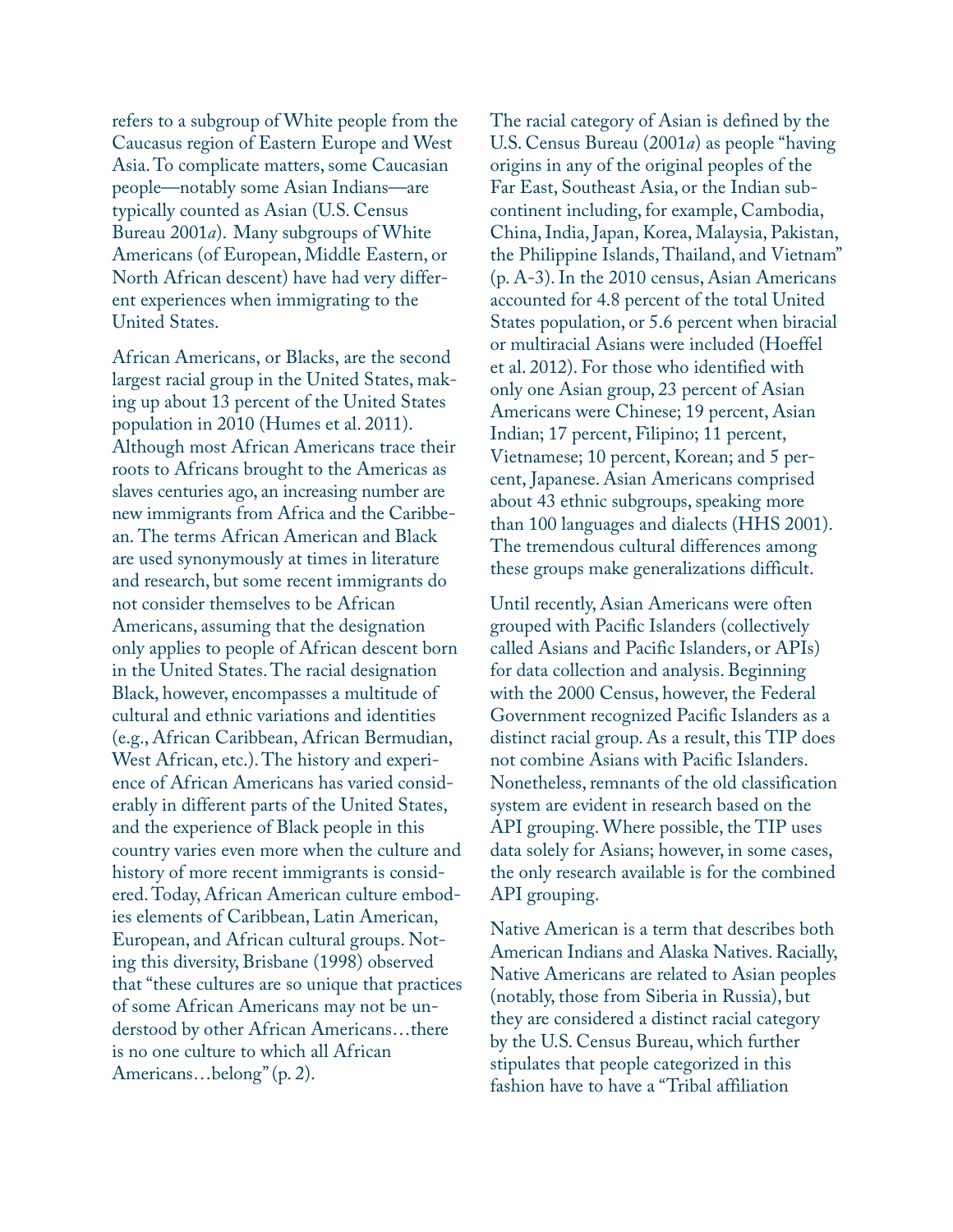refers to a subgroup of White people from the Caucasus region of Eastern Europe and West Asia. To complicate matters, some Caucasian people—notably some Asian Indians—are typically counted as Asian (U.S. Census Bureau 2001*a*). Many subgroups of White Americans (of European, Middle Eastern, or North African descent) have had very different experiences when immigrating to the United States.

African Americans, or Blacks, are the second largest racial group in the United States, making up about 13 percent of the United States population in 2010 (Humes et al. 2011). Although most African Americans trace their roots to Africans brought to the Americas as slaves centuries ago, an increasing number are new immigrants from Africa and the Caribbean. The terms African American and Black are used synonymously at times in literature and research, but some recent immigrants do not consider themselves to be African Americans, assuming that the designation only applies to people of African descent born in the United States. The racial designation Black, however, encompasses a multitude of cultural and ethnic variations and identities (e.g., African Caribbean, African Bermudian, West African, etc.). The history and experience of African Americans has varied considerably in different parts of the United States, and the experience of Black people in this country varies even more when the culture and history of more recent immigrants is considered. Today, African American culture embodies elements of Caribbean, Latin American, European, and African cultural groups. Noting this diversity, Brisbane (1998) observed that "these cultures are so unique that practices of some African Americans may not be understood by other African Americans…there is no one culture to which all African Americans…belong" (p. 2).

The racial category of Asian is defined by the U.S. Census Bureau (2001*a*) as people "having origins in any of the original peoples of the Far East, Southeast Asia, or the Indian subcontinent including, for example, Cambodia, China, India, Japan, Korea, Malaysia, Pakistan, the Philippine Islands, Thailand, and Vietnam" (p. A-3). In the 2010 census, Asian Americans accounted for 4.8 percent of the total United States population, or 5.6 percent when biracial or multiracial Asians were included (Hoeffel et al. 2012). For those who identified with only one Asian group, 23 percent of Asian Americans were Chinese; 19 percent, Asian Indian; 17 percent, Filipino; 11 percent, Vietnamese; 10 percent, Korean; and 5 percent, Japanese. Asian Americans comprised about 43 ethnic subgroups, speaking more than 100 languages and dialects (HHS 2001). The tremendous cultural differences among these groups make generalizations difficult.

Until recently, Asian Americans were often grouped with Pacific Islanders (collectively called Asians and Pacific Islanders, or APIs) for data collection and analysis. Beginning with the 2000 Census, however, the Federal Government recognized Pacific Islanders as a distinct racial group. As a result, this TIP does not combine Asians with Pacific Islanders. Nonetheless, remnants of the old classification system are evident in research based on the API grouping. Where possible, the TIP uses data solely for Asians; however, in some cases, the only research available is for the combined API grouping.

Native American is a term that describes both American Indians and Alaska Natives. Racially, Native Americans are related to Asian peoples (notably, those from Siberia in Russia), but they are considered a distinct racial category by the U.S. Census Bureau, which further stipulates that people categorized in this fashion have to have a "Tribal affiliation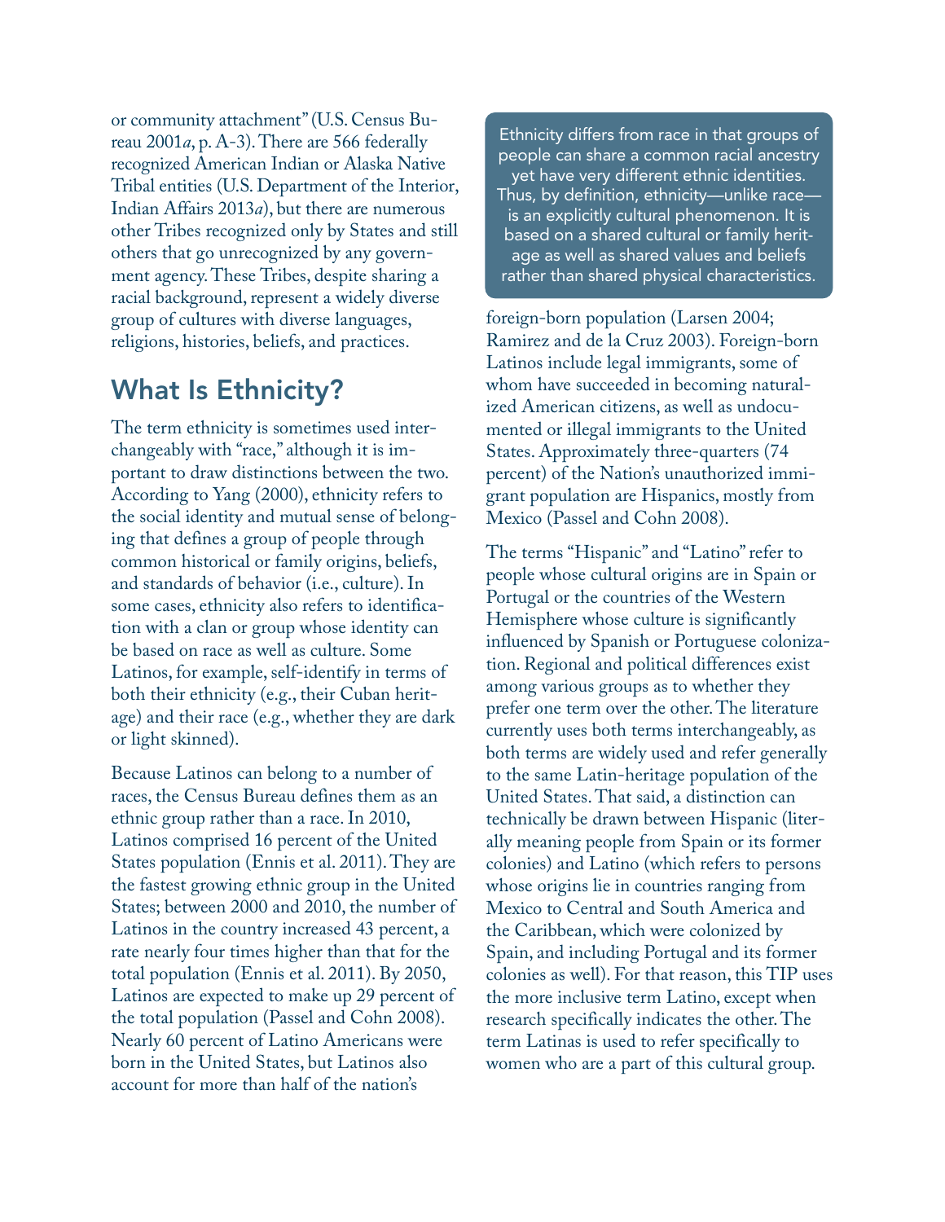or community attachment" (U.S. Census Bureau 2001*a*, p. A-3). There are 566 federally recognized American Indian or Alaska Native Tribal entities (U.S. Department of the Interior, Indian Affairs 2013*a*), but there are numerous other Tribes recognized only by States and still others that go unrecognized by any government agency. These Tribes, despite sharing a racial background, represent a widely diverse group of cultures with diverse languages, religions, histories, beliefs, and practices.

## What Is Ethnicity?

The term ethnicity is sometimes used interchangeably with "race," although it is important to draw distinctions between the two. According to Yang (2000), ethnicity refers to the social identity and mutual sense of belonging that defines a group of people through common historical or family origins, beliefs, and standards of behavior (i.e., culture). In some cases, ethnicity also refers to identification with a clan or group whose identity can be based on race as well as culture. Some Latinos, for example, self-identify in terms of both their ethnicity (e.g., their Cuban heritage) and their race (e.g., whether they are dark or light skinned).

Because Latinos can belong to a number of races, the Census Bureau defines them as an ethnic group rather than a race. In 2010, Latinos comprised 16 percent of the United States population (Ennis et al. 2011). They are the fastest growing ethnic group in the United States; between 2000 and 2010, the number of Latinos in the country increased 43 percent, a rate nearly four times higher than that for the total population (Ennis et al. 2011). By 2050, Latinos are expected to make up 29 percent of the total population (Passel and Cohn 2008). Nearly 60 percent of Latino Americans were born in the United States, but Latinos also account for more than half of the nation's foreign-born population (Larsen 2004; Ramirez and de la Cruz 2003). Foreign-born Latinos include legal immigrants, some of whom have succeeded in becoming naturalized American citizens, as well as undocumented or illegal immigrants to the United States. Approximately three-quarters (74 percent) of the Nation's unauthorized immigrant population are Hispanics, mostly from Mexico (Passel and Cohn 2008).

> Ethnicity differs from race in that groups of people can share a common racial ancestry yet have very different ethnic identities. Thus, by definition, ethnicity—unlike race—is an explicitly cultural phenomenon. It is based on a shared cultural or family heritage as well as shared values and beliefs rather than shared physical characteristics.

The terms "Hispanic" and "Latino" refer to people whose cultural origins are in Spain or Portugal or the countries of the Western Hemisphere whose culture is significantly influenced by Spanish or Portuguese colonization. Regional and political differences exist among various groups as to whether they prefer one term over the other. The literature currently uses both terms interchangeably, as both terms are widely used and refer generally to the same Latin-heritage population of the United States. That said, a distinction can technically be drawn between Hispanic (literally meaning people from Spain or its former colonies) and Latino (which refers to persons whose origins lie in countries ranging from Mexico to Central and South America and the Caribbean, which were colonized by Spain, and including Portugal and its former colonies as well). For that reason, this TIP uses the more inclusive term Latino, except when research specifically indicates the other. The term Latinas is used to refer specifically to women who are a part of this cultural group.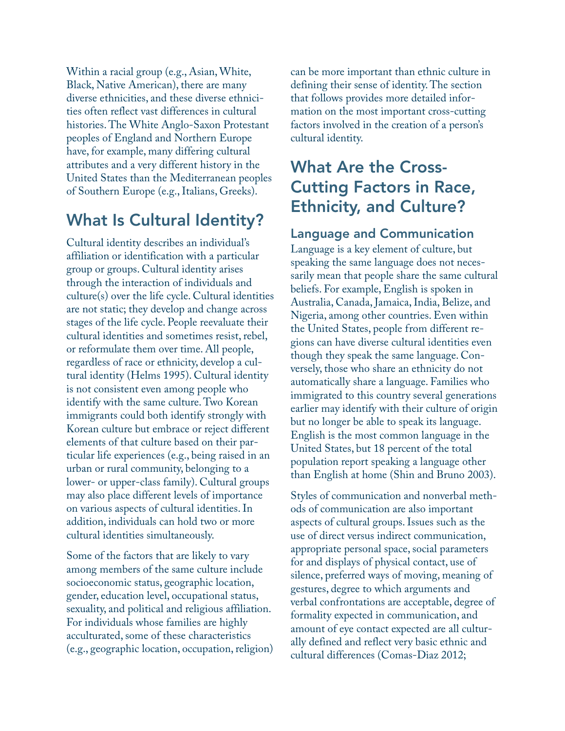Within a racial group (e.g., Asian, White, Black, Native American), there are many diverse ethnicities, and these diverse ethnicities often reflect vast differences in cultural histories. The White Anglo-Saxon Protestant peoples of England and Northern Europe have, for example, many differing cultural attributes and a very different history in the United States than the Mediterranean peoples of Southern Europe (e.g., Italians, Greeks).

## What Is Cultural Identity?

Cultural identity describes an individual's affiliation or identification with a particular group or groups. Cultural identity arises through the interaction of individuals and culture(s) over the life cycle. Cultural identities are not static; they develop and change across stages of the life cycle. People reevaluate their cultural identities and sometimes resist, rebel, or reformulate them over time. All people, regardless of race or ethnicity, develop a cultural identity (Helms 1995). Cultural identity is not consistent even among people who identify with the same culture. Two Korean immigrants could both identify strongly with Korean culture but embrace or reject different elements of that culture based on their particular life experiences (e.g., being raised in an urban or rural community, belonging to a lower- or upper-class family). Cultural groups may also place different levels of importance on various aspects of cultural identities. In addition, individuals can hold two or more cultural identities simultaneously.

Some of the factors that are likely to vary among members of the same culture include socioeconomic status, geographic location, gender, education level, occupational status, sexuality, and political and religious affiliation. For individuals whose families are highly acculturated, some of these characteristics (e.g., geographic location, occupation, religion) can be more important than ethnic culture in defining their sense of identity. The section that follows provides more detailed information on the most important cross-cutting factors involved in the creation of a person's cultural identity.

## What Are the Cross-Cutting Factors in Race, Ethnicity, and Culture?

### Language and Communication

Language is a key element of culture, but speaking the same language does not necessarily mean that people share the same cultural beliefs. For example, English is spoken in Australia, Canada, Jamaica, India, Belize, and Nigeria, among other countries. Even within the United States, people from different regions can have diverse cultural identities even though they speak the same language. Conversely, those who share an ethnicity do not automatically share a language. Families who immigrated to this country several generations earlier may identify with their culture of origin but no longer be able to speak its language. English is the most common language in the United States, but 18 percent of the total population report speaking a language other than English at home (Shin and Bruno 2003).

Styles of communication and nonverbal methods of communication are also important aspects of cultural groups. Issues such as the use of direct versus indirect communication, appropriate personal space, social parameters for and displays of physical contact, use of silence, preferred ways of moving, meaning of gestures, degree to which arguments and verbal confrontations are acceptable, degree of formality expected in communication, and amount of eye contact expected are all culturally defined and reflect very basic ethnic and cultural differences (Comas-Diaz 2012;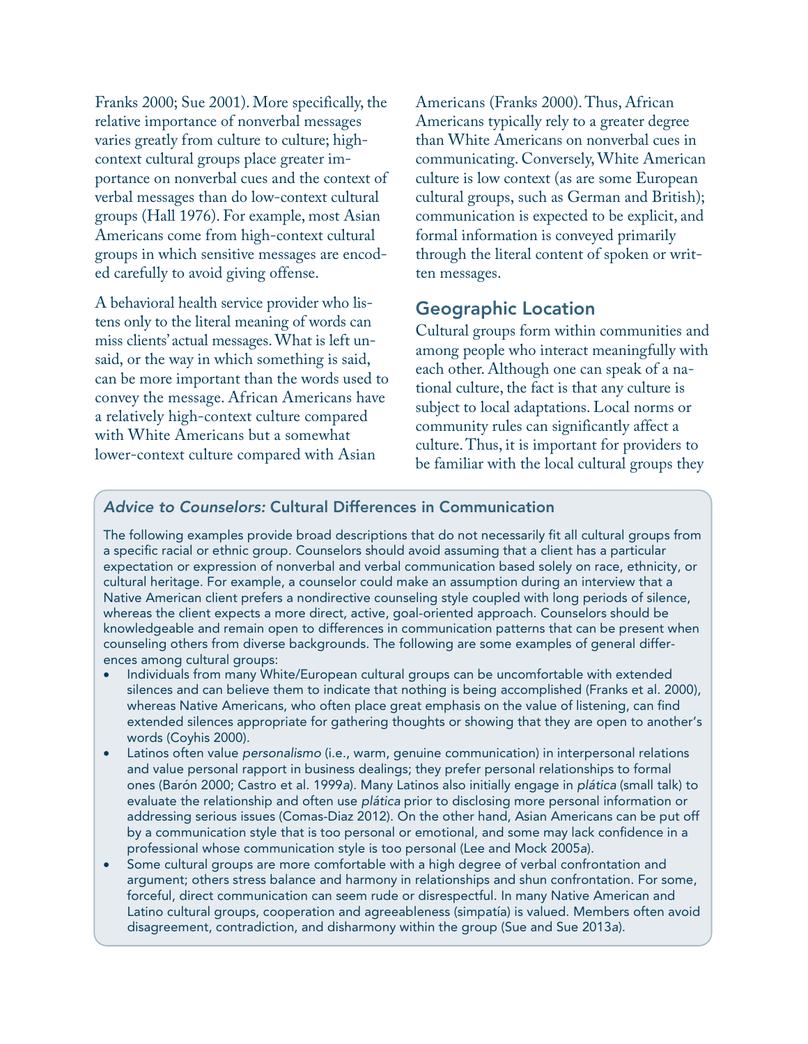Franks 2000; Sue 2001). More specifically, the relative importance of nonverbal messages varies greatly from culture to culture; high-context cultural groups place greater importance on nonverbal cues and the context of verbal messages than do low-context cultural groups (Hall 1976). For example, most Asian Americans come from high-context cultural groups in which sensitive messages are encoded carefully to avoid giving offense.

A behavioral health service provider who listens only to the literal meaning of words can miss clients' actual messages. What is left unsaid, or the way in which something is said, can be more important than the words used to convey the message. African Americans have a relatively high-context culture compared with White Americans but a somewhat lower-context culture compared with Asian Americans (Franks 2000). Thus, African Americans typically rely to a greater degree than White Americans on nonverbal cues in communicating. Conversely, White American culture is low context (as are some European cultural groups, such as German and British); communication is expected to be explicit, and formal information is conveyed primarily through the literal content of spoken or written messages.

## Geographic Location

Cultural groups form within communities and among people who interact meaningfully with each other. Although one can speak of a national culture, the fact is that any culture is subject to local adaptations. Local norms or community rules can significantly affect a culture. Thus, it is important for providers to be familiar with the local cultural groups they

### *Advice to Counselors:* Cultural Differences in Communication

The following examples provide broad descriptions that do not necessarily fit all cultural groups from a specific racial or ethnic group. Counselors should avoid assuming that a client has a particular expectation or expression of nonverbal and verbal communication based solely on race, ethnicity, or cultural heritage. For example, a counselor could make an assumption during an interview that a Native American client prefers a nondirective counseling style coupled with long periods of silence, whereas the client expects a more direct, active, goal-oriented approach. Counselors should be knowledgeable and remain open to differences in communication patterns that can be present when counseling others from diverse backgrounds. The following are some examples of general differences among cultural groups:

- Individuals from many White/European cultural groups can be uncomfortable with extended silences and can believe them to indicate that nothing is being accomplished (Franks et al. 2000), whereas Native Americans, who often place great emphasis on the value of listening, can find extended silences appropriate for gathering thoughts or showing that they are open to another's words (Coyhis 2000).
- Latinos often value *personalismo* (i.e., warm, genuine communication) in interpersonal relations and value personal rapport in business dealings; they prefer personal relationships to formal ones (Barón 2000; Castro et al. 1999*a*). Many Latinos also initially engage in *plática* (small talk) to evaluate the relationship and often use *plática* prior to disclosing more personal information or addressing serious issues (Comas-Diaz 2012). On the other hand, Asian Americans can be put off by a communication style that is too personal or emotional, and some may lack confidence in a professional whose communication style is too personal (Lee and Mock 2005*a*).
- Some cultural groups are more comfortable with a high degree of verbal confrontation and argument; others stress balance and harmony in relationships and shun confrontation. For some, forceful, direct communication can seem rude or disrespectful. In many Native American and Latino cultural groups, cooperation and agreeableness (simpatía) is valued. Members often avoid disagreement, contradiction, and disharmony within the group (Sue and Sue 2013*a*).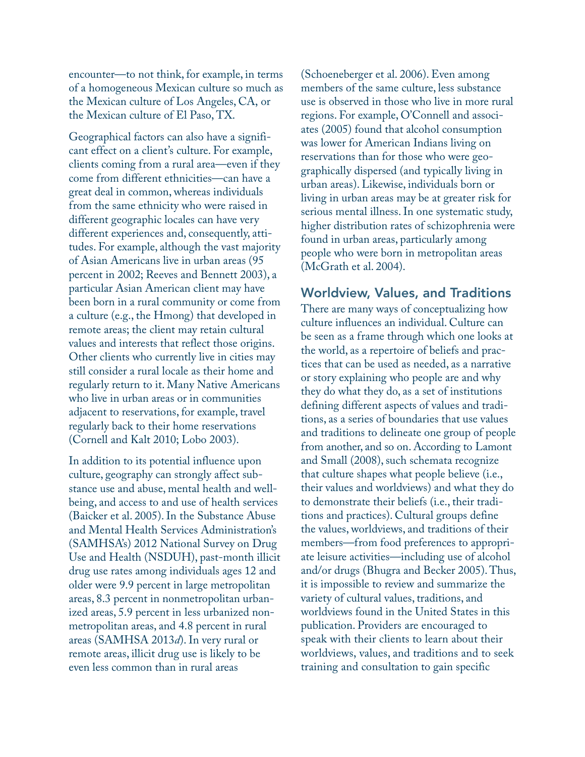encounter—to not think, for example, in terms of a homogeneous Mexican culture so much as the Mexican culture of Los Angeles, CA, or the Mexican culture of El Paso, TX.

Geographical factors can also have a significant effect on a client's culture. For example, clients coming from a rural area—even if they come from different ethnicities—can have a great deal in common, whereas individuals from the same ethnicity who were raised in different geographic locales can have very different experiences and, consequently, attitudes. For example, although the vast majority of Asian Americans live in urban areas (95 percent in 2002; Reeves and Bennett 2003), a particular Asian American client may have been born in a rural community or come from a culture (e.g., the Hmong) that developed in remote areas; the client may retain cultural values and interests that reflect those origins. Other clients who currently live in cities may still consider a rural locale as their home and regularly return to it. Many Native Americans who live in urban areas or in communities adjacent to reservations, for example, travel regularly back to their home reservations (Cornell and Kalt 2010; Lobo 2003).

In addition to its potential influence upon culture, geography can strongly affect substance use and abuse, mental health and well-being, and access to and use of health services (Baicker et al. 2005). In the Substance Abuse and Mental Health Services Administration's (SAMHSA's) 2012 National Survey on Drug Use and Health (NSDUH), past-month illicit drug use rates among individuals ages 12 and older were 9.9 percent in large metropolitan areas, 8.3 percent in nonmetropolitan urbanized areas, 5.9 percent in less urbanized nonmetropolitan areas, and 4.8 percent in rural areas (SAMHSA 2013*d*). In very rural or remote areas, illicit drug use is likely to be even less common than in rural areas (Schoeneberger et al. 2006). Even among members of the same culture, less substance use is observed in those who live in more rural regions. For example, O'Connell and associates (2005) found that alcohol consumption was lower for American Indians living on reservations than for those who were geographically dispersed (and typically living in urban areas). Likewise, individuals born or living in urban areas may be at greater risk for serious mental illness. In one systematic study, higher distribution rates of schizophrenia were found in urban areas, particularly among people who were born in metropolitan areas (McGrath et al. 2004).

## Worldview, Values, and Traditions

There are many ways of conceptualizing how culture influences an individual. Culture can be seen as a frame through which one looks at the world, as a repertoire of beliefs and practices that can be used as needed, as a narrative or story explaining who people are and why they do what they do, as a set of institutions defining different aspects of values and traditions, as a series of boundaries that use values and traditions to delineate one group of people from another, and so on. According to Lamont and Small (2008), such schemata recognize that culture shapes what people believe (i.e., their values and worldviews) and what they do to demonstrate their beliefs (i.e., their traditions and practices). Cultural groups define the values, worldviews, and traditions of their members—from food preferences to appropriate leisure activities—including use of alcohol and/or drugs (Bhugra and Becker 2005). Thus, it is impossible to review and summarize the variety of cultural values, traditions, and worldviews found in the United States in this publication. Providers are encouraged to speak with their clients to learn about their worldviews, values, and traditions and to seek training and consultation to gain specific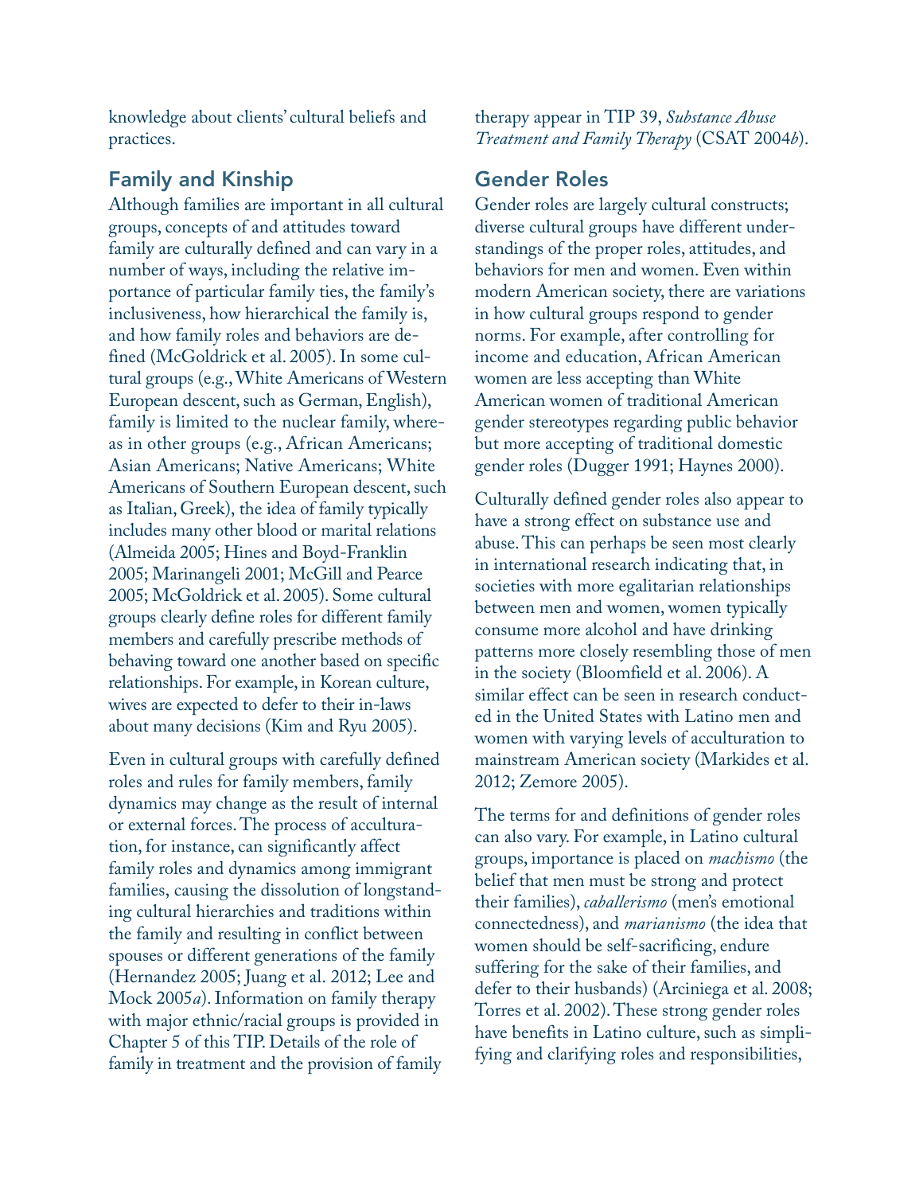knowledge about clients' cultural beliefs and practices.

## Family and Kinship

Although families are important in all cultural groups, concepts of and attitudes toward family are culturally defined and can vary in a number of ways, including the relative importance of particular family ties, the family's inclusiveness, how hierarchical the family is, and how family roles and behaviors are defined (McGoldrick et al. 2005). In some cultural groups (e.g., White Americans of Western European descent, such as German, English), family is limited to the nuclear family, whereas in other groups (e.g., African Americans; Asian Americans; Native Americans; White Americans of Southern European descent, such as Italian, Greek), the idea of family typically includes many other blood or marital relations (Almeida 2005; Hines and Boyd-Franklin 2005; Marinangeli 2001; McGill and Pearce 2005; McGoldrick et al. 2005). Some cultural groups clearly define roles for different family members and carefully prescribe methods of behaving toward one another based on specific relationships. For example, in Korean culture, wives are expected to defer to their in-laws about many decisions (Kim and Ryu 2005).

Even in cultural groups with carefully defined roles and rules for family members, family dynamics may change as the result of internal or external forces. The process of acculturation, for instance, can significantly affect family roles and dynamics among immigrant families, causing the dissolution of longstanding cultural hierarchies and traditions within the family and resulting in conflict between spouses or different generations of the family (Hernandez 2005; Juang et al. 2012; Lee and Mock 2005*a*). Information on family therapy with major ethnic/racial groups is provided in Chapter 5 of this TIP. Details of the role of family in treatment and the provision of family therapy appear in TIP 39, *Substance Abuse Treatment and Family Therapy* (CSAT 2004*b*).

## Gender Roles

Gender roles are largely cultural constructs; diverse cultural groups have different understandings of the proper roles, attitudes, and behaviors for men and women. Even within modern American society, there are variations in how cultural groups respond to gender norms. For example, after controlling for income and education, African American women are less accepting than White American women of traditional American gender stereotypes regarding public behavior but more accepting of traditional domestic gender roles (Dugger 1991; Haynes 2000).

Culturally defined gender roles also appear to have a strong effect on substance use and abuse. This can perhaps be seen most clearly in international research indicating that, in societies with more egalitarian relationships between men and women, women typically consume more alcohol and have drinking patterns more closely resembling those of men in the society (Bloomfield et al. 2006). A similar effect can be seen in research conducted in the United States with Latino men and women with varying levels of acculturation to mainstream American society (Markides et al. 2012; Zemore 2005).

The terms for and definitions of gender roles can also vary. For example, in Latino cultural groups, importance is placed on *machismo* (the belief that men must be strong and protect their families), *caballerismo* (men's emotional connectedness), and *marianismo* (the idea that women should be self-sacrificing, endure suffering for the sake of their families, and defer to their husbands) (Arciniega et al. 2008; Torres et al. 2002). These strong gender roles have benefits in Latino culture, such as simplifying and clarifying roles and responsibilities,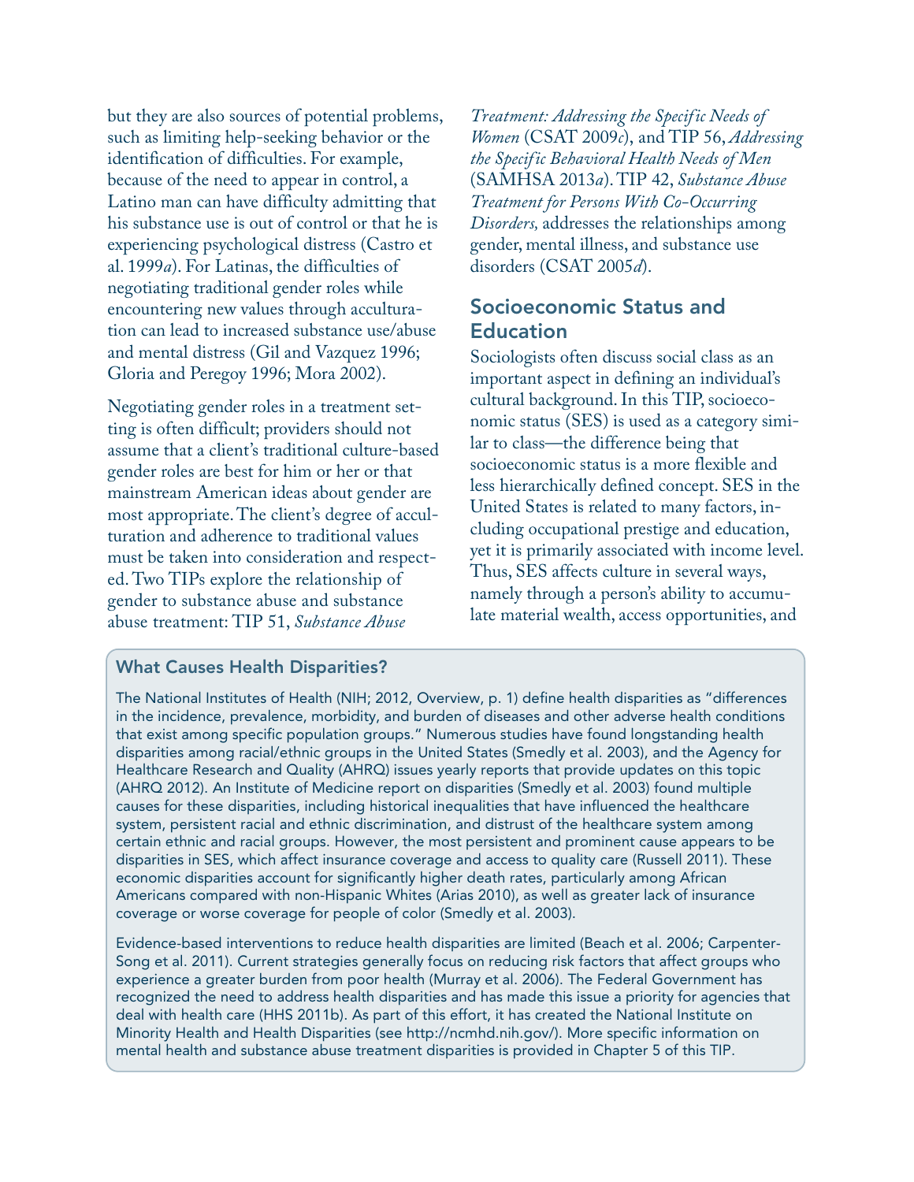but they are also sources of potential problems, such as limiting help-seeking behavior or the identification of difficulties. For example, because of the need to appear in control, a Latino man can have difficulty admitting that his substance use is out of control or that he is experiencing psychological distress (Castro et al. 1999*a*). For Latinas, the difficulties of negotiating traditional gender roles while encountering new values through acculturation can lead to increased substance use/abuse and mental distress (Gil and Vazquez 1996; Gloria and Peregoy 1996; Mora 2002).

Negotiating gender roles in a treatment setting is often difficult; providers should not assume that a client's traditional culture-based gender roles are best for him or her or that mainstream American ideas about gender are most appropriate. The client's degree of acculturation and adherence to traditional values must be taken into consideration and respected. Two TIPs explore the relationship of gender to substance abuse and substance abuse treatment: TIP 51, *Substance Abuse Treatment: Addressing the Specific Needs of Women* (CSAT 2009*c*), and TIP 56, *Addressing the Specific Behavioral Health Needs of Men* (SAMHSA 2013*a*). TIP 42, *Substance Abuse Treatment for Persons With Co-Occurring Disorders,* addresses the relationships among gender, mental illness, and substance use disorders (CSAT 2005*d*).

## Socioeconomic Status and Education

Sociologists often discuss social class as an important aspect in defining an individual's cultural background. In this TIP, socioeconomic status (SES) is used as a category similar to class—the difference being that socioeconomic status is a more flexible and less hierarchically defined concept. SES in the United States is related to many factors, including occupational prestige and education, yet it is primarily associated with income level. Thus, SES affects culture in several ways, namely through a person's ability to accumulate material wealth, access opportunities, and

### What Causes Health Disparities?

The National Institutes of Health (NIH; 2012, Overview, p. 1) define health disparities as "differences in the incidence, prevalence, morbidity, and burden of diseases and other adverse health conditions that exist among specific population groups." Numerous studies have found longstanding health disparities among racial/ethnic groups in the United States (Smedly et al. 2003), and the Agency for Healthcare Research and Quality (AHRQ) issues yearly reports that provide updates on this topic (AHRQ 2012). An Institute of Medicine report on disparities (Smedly et al. 2003) found multiple causes for these disparities, including historical inequalities that have influenced the healthcare system, persistent racial and ethnic discrimination, and distrust of the healthcare system among certain ethnic and racial groups. However, the most persistent and prominent cause appears to be disparities in SES, which affect insurance coverage and access to quality care (Russell 2011). These economic disparities account for significantly higher death rates, particularly among African Americans compared with non-Hispanic Whites (Arias 2010), as well as greater lack of insurance coverage or worse coverage for people of color (Smedly et al. 2003).

Evidence-based interventions to reduce health disparities are limited (Beach et al. 2006; Carpenter-Song et al. 2011). Current strategies generally focus on reducing risk factors that affect groups who experience a greater burden from poor health (Murray et al. 2006). The Federal Government has recognized the need to address health disparities and has made this issue a priority for agencies that deal with health care (HHS 2011b). As part of this effort, it has created the National Institute on Minority Health and Health Disparities (see http://ncmhd.nih.gov/). More specific information on mental health and substance abuse treatment disparities is provided in Chapter 5 of this TIP.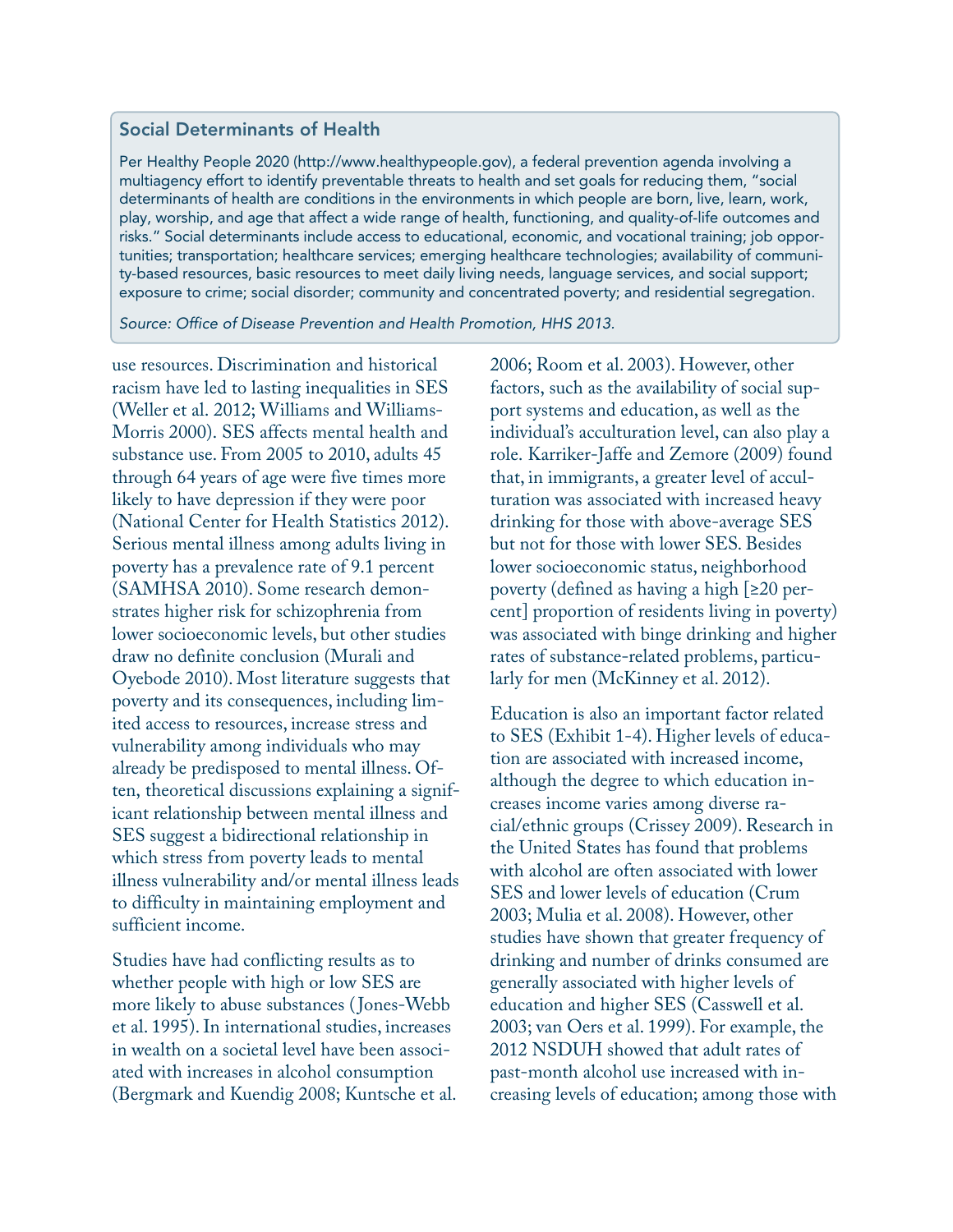## Social Determinants of Health

Per Healthy People 2020 (http://www.healthypeople.gov), a federal prevention agenda involving a multiagency effort to identify preventable threats to health and set goals for reducing them, "social determinants of health are conditions in the environments in which people are born, live, learn, work, play, worship, and age that affect a wide range of health, functioning, and quality-of-life outcomes and risks." Social determinants include access to educational, economic, and vocational training; job opportunities; transportation; healthcare services; emerging healthcare technologies; availability of community-based resources, basic resources to meet daily living needs, language services, and social support; exposure to crime; social disorder; community and concentrated poverty; and residential segregation.

*Source: Office of Disease Prevention and Health Promotion, HHS 2013.*

use resources. Discrimination and historical racism have led to lasting inequalities in SES (Weller et al. 2012; Williams and Williams-Morris 2000). SES affects mental health and substance use. From 2005 to 2010, adults 45 through 64 years of age were five times more likely to have depression if they were poor (National Center for Health Statistics 2012). Serious mental illness among adults living in poverty has a prevalence rate of 9.1 percent (SAMHSA 2010). Some research demonstrates higher risk for schizophrenia from lower socioeconomic levels, but other studies draw no definite conclusion (Murali and Oyebode 2010). Most literature suggests that poverty and its consequences, including limited access to resources, increase stress and vulnerability among individuals who may already be predisposed to mental illness. Often, theoretical discussions explaining a significant relationship between mental illness and SES suggest a bidirectional relationship in which stress from poverty leads to mental illness vulnerability and/or mental illness leads to difficulty in maintaining employment and sufficient income.

Studies have had conflicting results as to whether people with high or low SES are more likely to abuse substances (Jones-Webb et al. 1995). In international studies, increases in wealth on a societal level have been associated with increases in alcohol consumption (Bergmark and Kuendig 2008; Kuntsche et al. 2006; Room et al. 2003). However, other factors, such as the availability of social support systems and education, as well as the individual's acculturation level, can also play a role. Karriker-Jaffe and Zemore (2009) found that, in immigrants, a greater level of acculturation was associated with increased heavy drinking for those with above-average SES but not for those with lower SES. Besides lower socioeconomic status, neighborhood poverty (defined as having a high [≥20 percent] proportion of residents living in poverty) was associated with binge drinking and higher rates of substance-related problems, particularly for men (McKinney et al. 2012).

Education is also an important factor related to SES (Exhibit 1-4). Higher levels of education are associated with increased income, although the degree to which education increases income varies among diverse racial/ethnic groups (Crissey 2009). Research in the United States has found that problems with alcohol are often associated with lower SES and lower levels of education (Crum 2003; Mulia et al. 2008). However, other studies have shown that greater frequency of drinking and number of drinks consumed are generally associated with higher levels of education and higher SES (Casswell et al. 2003; van Oers et al. 1999). For example, the 2012 NSDUH showed that adult rates of past-month alcohol use increased with increasing levels of education; among those with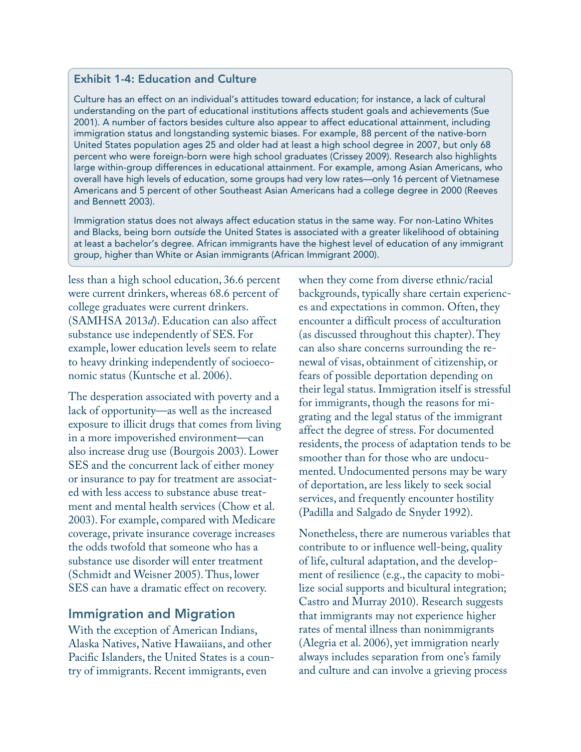### Exhibit 1-4: Education and Culture

Culture has an effect on an individual's attitudes toward education; for instance, a lack of cultural understanding on the part of educational institutions affects student goals and achievements (Sue 2001). A number of factors besides culture also appear to affect educational attainment, including immigration status and longstanding systemic biases. For example, 88 percent of the native-born United States population ages 25 and older had at least a high school degree in 2007, but only 68 percent who were foreign-born were high school graduates (Crissey 2009). Research also highlights large within-group differences in educational attainment. For example, among Asian Americans, who overall have high levels of education, some groups had very low rates—only 16 percent of Vietnamese Americans and 5 percent of other Southeast Asian Americans had a college degree in 2000 (Reeves and Bennett 2003).

Immigration status does not always affect education status in the same way. For non-Latino Whites and Blacks, being born *outside* the United States is associated with a greater likelihood of obtaining at least a bachelor's degree. African immigrants have the highest level of education of any immigrant group, higher than White or Asian immigrants (African Immigrant 2000).

less than a high school education, 36.6 percent were current drinkers, whereas 68.6 percent of college graduates were current drinkers. (SAMHSA 2013*d*). Education can also affect substance use independently of SES. For example, lower education levels seem to relate to heavy drinking independently of socioeconomic status (Kuntsche et al. 2006).

The desperation associated with poverty and a lack of opportunity—as well as the increased exposure to illicit drugs that comes from living in a more impoverished environment—can also increase drug use (Bourgois 2003). Lower SES and the concurrent lack of either money or insurance to pay for treatment are associated with less access to substance abuse treatment and mental health services (Chow et al. 2003). For example, compared with Medicare coverage, private insurance coverage increases the odds twofold that someone who has a substance use disorder will enter treatment (Schmidt and Weisner 2005). Thus, lower SES can have a dramatic effect on recovery.

## Immigration and Migration

With the exception of American Indians, Alaska Natives, Native Hawaiians, and other Pacific Islanders, the United States is a country of immigrants. Recent immigrants, even when they come from diverse ethnic/racial backgrounds, typically share certain experiences and expectations in common. Often, they encounter a difficult process of acculturation (as discussed throughout this chapter). They can also share concerns surrounding the renewal of visas, obtainment of citizenship, or fears of possible deportation depending on their legal status. Immigration itself is stressful for immigrants, though the reasons for migrating and the legal status of the immigrant affect the degree of stress. For documented residents, the process of adaptation tends to be smoother than for those who are undocumented. Undocumented persons may be wary of deportation, are less likely to seek social services, and frequently encounter hostility (Padilla and Salgado de Snyder 1992).

Nonetheless, there are numerous variables that contribute to or influence well-being, quality of life, cultural adaptation, and the development of resilience (e.g., the capacity to mobilize social supports and bicultural integration; Castro and Murray 2010). Research suggests that immigrants may not experience higher rates of mental illness than nonimmigrants (Alegria et al. 2006), yet immigration nearly always includes separation from one's family and culture and can involve a grieving process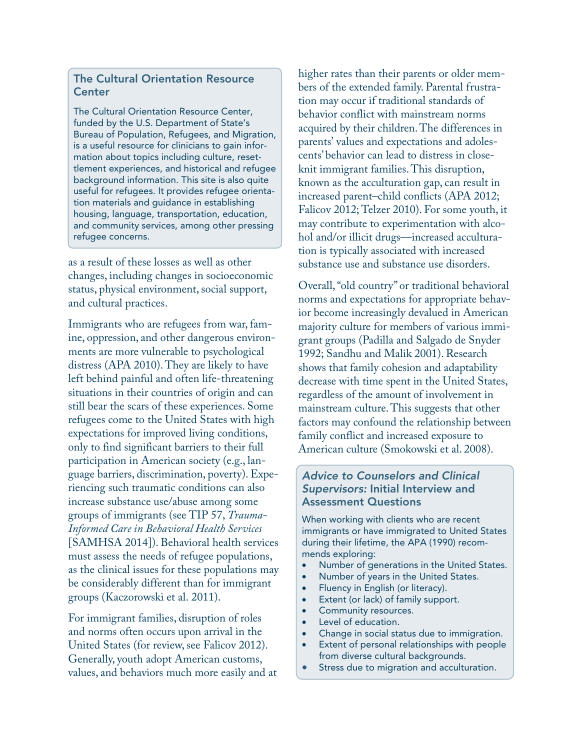### The Cultural Orientation Resource Center

The Cultural Orientation Resource Center, funded by the U.S. Department of State's Bureau of Population, Refugees, and Migration, is a useful resource for clinicians to gain information about topics including culture, resettlement experiences, and historical and refugee background information. This site is also quite useful for refugees. It provides refugee orientation materials and guidance in establishing housing, language, transportation, education, and community services, among other pressing refugee concerns.

as a result of these losses as well as other changes, including changes in socioeconomic status, physical environment, social support, and cultural practices.

Immigrants who are refugees from war, famine, oppression, and other dangerous environments are more vulnerable to psychological distress (APA 2010). They are likely to have left behind painful and often life-threatening situations in their countries of origin and can still bear the scars of these experiences. Some refugees come to the United States with high expectations for improved living conditions, only to find significant barriers to their full participation in American society (e.g., language barriers, discrimination, poverty). Experiencing such traumatic conditions can also increase substance use/abuse among some groups of immigrants (see TIP 57, *Trauma-Informed Care in Behavioral Health Services* [SAMHSA 2014]). Behavioral health services must assess the needs of refugee populations, as the clinical issues for these populations may be considerably different than for immigrant groups (Kaczorowski et al. 2011).

For immigrant families, disruption of roles and norms often occurs upon arrival in the United States (for review, see Falicov 2012). Generally, youth adopt American customs, values, and behaviors much more easily and at higher rates than their parents or older members of the extended family. Parental frustration may occur if traditional standards of behavior conflict with mainstream norms acquired by their children. The differences in parents' values and expectations and adolescents' behavior can lead to distress in close-knit immigrant families. This disruption, known as the acculturation gap, can result in increased parent–child conflicts (APA 2012; Falicov 2012; Telzer 2010). For some youth, it may contribute to experimentation with alcohol and/or illicit drugs—increased acculturation is typically associated with increased substance use and substance use disorders.

Overall, "old country" or traditional behavioral norms and expectations for appropriate behavior become increasingly devalued in American majority culture for members of various immigrant groups (Padilla and Salgado de Snyder 1992; Sandhu and Malik 2001). Research shows that family cohesion and adaptability decrease with time spent in the United States, regardless of the amount of involvement in mainstream culture. This suggests that other factors may confound the relationship between family conflict and increased exposure to American culture (Smokowski et al. 2008).

### *Advice to Counselors and Clinical Supervisors:* Initial Interview and Assessment Questions

When working with clients who are recent immigrants or have immigrated to United States during their lifetime, the APA (1990) recommends exploring:

- Number of generations in the United States.
- Number of years in the United States.
- Fluency in English (or literacy).
- Extent (or lack) of family support.
- Community resources.
- Level of education.
- Change in social status due to immigration.
- Extent of personal relationships with people from diverse cultural backgrounds.
- Stress due to migration and acculturation.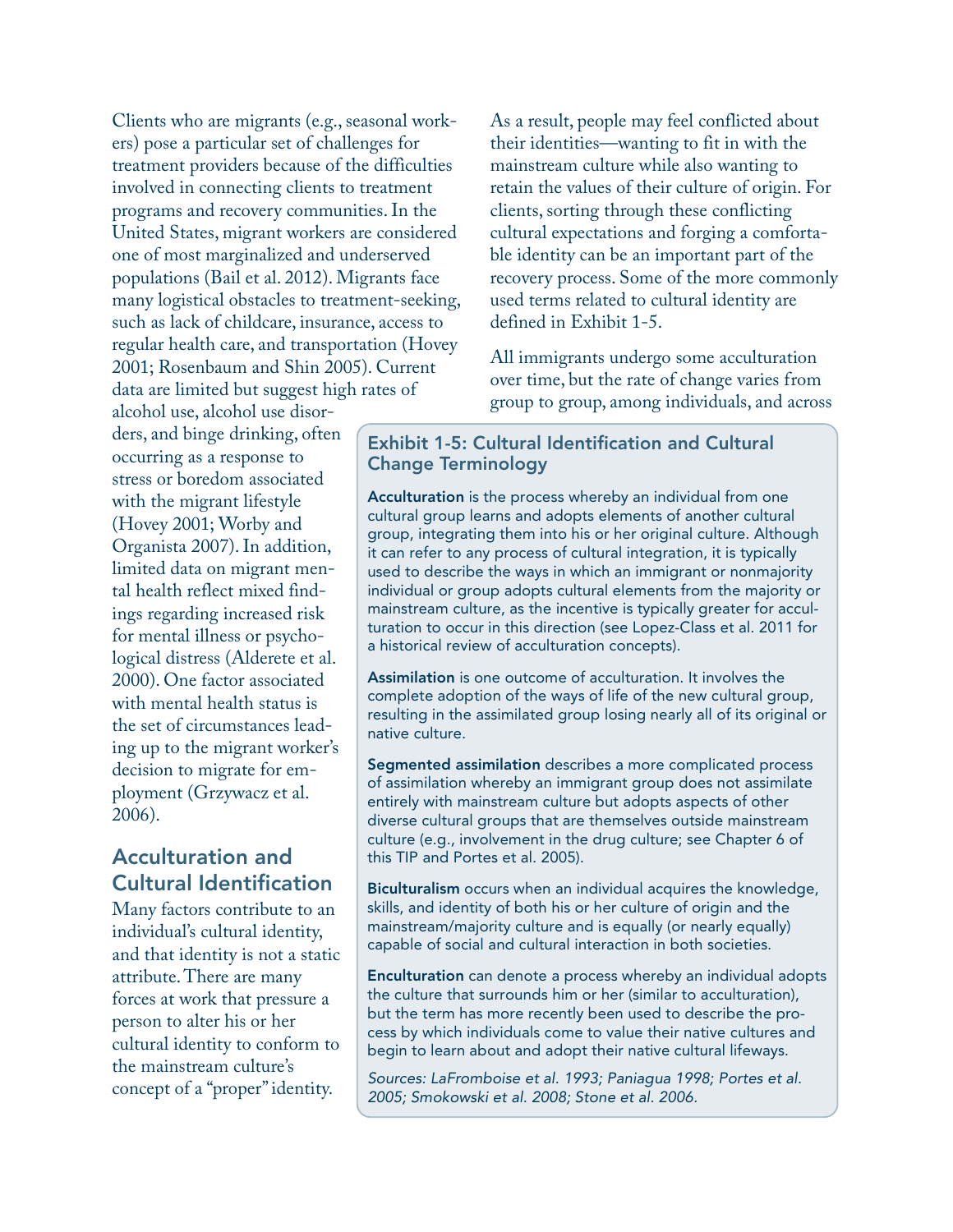Clients who are migrants (e.g., seasonal workers) pose a particular set of challenges for treatment providers because of the difficulties involved in connecting clients to treatment programs and recovery communities. In the United States, migrant workers are considered one of most marginalized and underserved populations (Bail et al. 2012). Migrants face many logistical obstacles to treatment-seeking, such as lack of childcare, insurance, access to regular health care, and transportation (Hovey 2001; Rosenbaum and Shin 2005). Current data are limited but suggest high rates of alcohol use, alcohol use disorders, and binge drinking, often occurring as a response to stress or boredom associated with the migrant lifestyle (Hovey 2001; Worby and Organista 2007). In addition, limited data on migrant mental health reflect mixed findings regarding increased risk for mental illness or psychological distress (Alderete et al. 2000). One factor associated with mental health status is the set of circumstances leading up to the migrant worker's decision to migrate for employment (Grzywacz et al. 2006).

## Acculturation and Cultural Identification

Many factors contribute to an individual's cultural identity, and that identity is not a static attribute. There are many forces at work that pressure a person to alter his or her cultural identity to conform to the mainstream culture's concept of a "proper" identity. As a result, people may feel conflicted about their identities—wanting to fit in with the mainstream culture while also wanting to retain the values of their culture of origin. For clients, sorting through these conflicting cultural expectations and forging a comfortable identity can be an important part of the recovery process. Some of the more commonly used terms related to cultural identity are defined in Exhibit 1-5.

All immigrants undergo some acculturation over time, but the rate of change varies from group to group, among individuals, and across

### Exhibit 1-5: Cultural Identification and Cultural Change Terminology

**Acculturation** is the process whereby an individual from one cultural group learns and adopts elements of another cultural group, integrating them into his or her original culture. Although it can refer to any process of cultural integration, it is typically used to describe the ways in which an immigrant or nonmajority individual or group adopts cultural elements from the majority or mainstream culture, as the incentive is typically greater for acculturation to occur in this direction (see Lopez-Class et al. 2011 for a historical review of acculturation concepts).

**Assimilation** is one outcome of acculturation. It involves the complete adoption of the ways of life of the new cultural group, resulting in the assimilated group losing nearly all of its original or native culture.

**Segmented assimilation** describes a more complicated process of assimilation whereby an immigrant group does not assimilate entirely with mainstream culture but adopts aspects of other diverse cultural groups that are themselves outside mainstream culture (e.g., involvement in the drug culture; see Chapter 6 of this TIP and Portes et al. 2005).

**Biculturalism** occurs when an individual acquires the knowledge, skills, and identity of both his or her culture of origin and the mainstream/majority culture and is equally (or nearly equally) capable of social and cultural interaction in both societies.

**Enculturation** can denote a process whereby an individual adopts the culture that surrounds him or her (similar to acculturation), but the term has more recently been used to describe the process by which individuals come to value their native cultures and begin to learn about and adopt their native cultural lifeways.

*Sources: LaFromboise et al. 1993; Paniagua 1998; Portes et al. 2005; Smokowski et al. 2008; Stone et al. 2006.*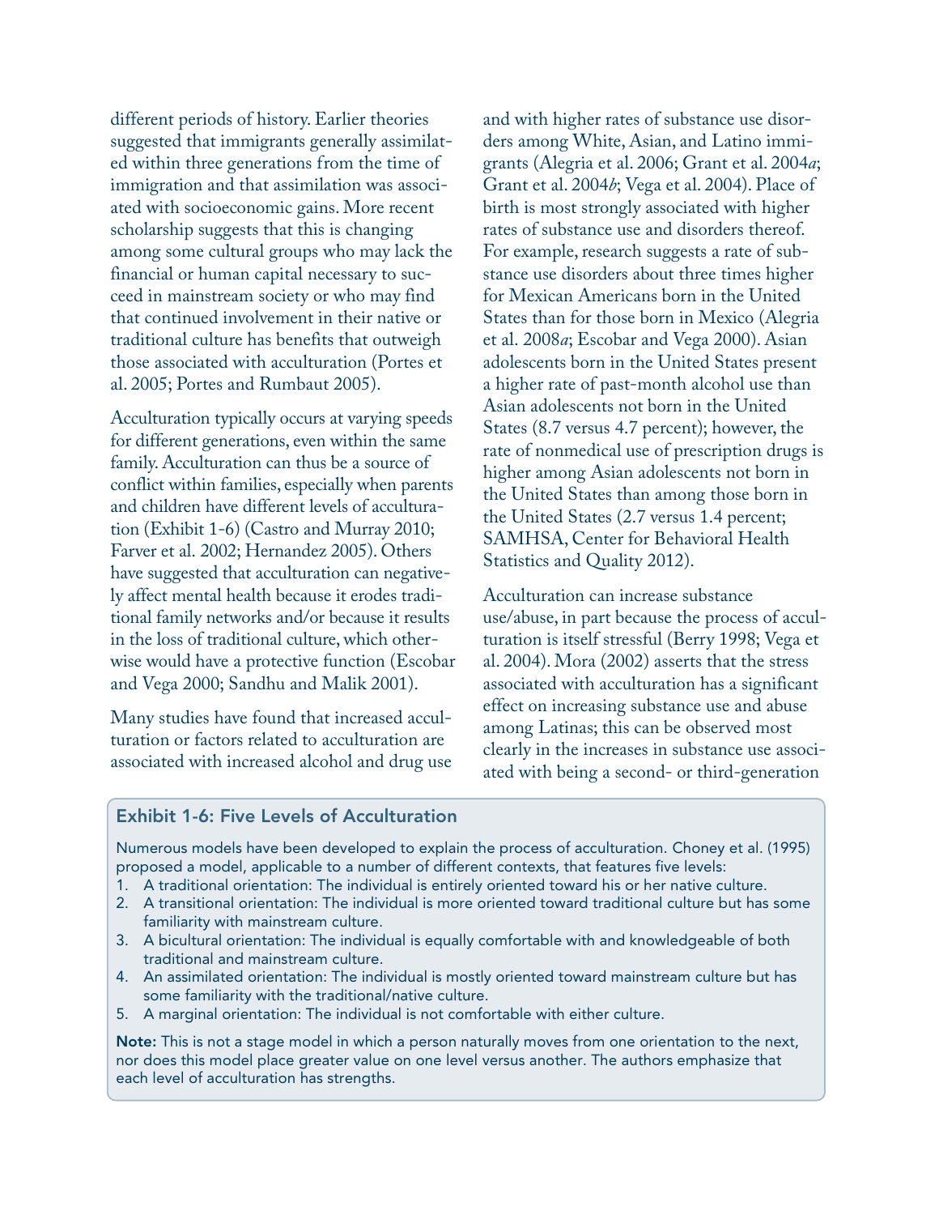different periods of history. Earlier theories suggested that immigrants generally assimilated within three generations from the time of immigration and that assimilation was associated with socioeconomic gains. More recent scholarship suggests that this is changing among some cultural groups who may lack the financial or human capital necessary to succeed in mainstream society or who may find that continued involvement in their native or traditional culture has benefits that outweigh those associated with acculturation (Portes et al. 2005; Portes and Rumbaut 2005).

Acculturation typically occurs at varying speeds for different generations, even within the same family. Acculturation can thus be a source of conflict within families, especially when parents and children have different levels of acculturation (Exhibit 1-6) (Castro and Murray 2010; Farver et al. 2002; Hernandez 2005). Others have suggested that acculturation can negatively affect mental health because it erodes traditional family networks and/or because it results in the loss of traditional culture, which otherwise would have a protective function (Escobar and Vega 2000; Sandhu and Malik 2001).

Many studies have found that increased acculturation or factors related to acculturation are associated with increased alcohol and drug use and with higher rates of substance use disorders among White, Asian, and Latino immigrants (Alegria et al. 2006; Grant et al. 2004*a*; Grant et al. 2004*b*; Vega et al. 2004). Place of birth is most strongly associated with higher rates of substance use and disorders thereof. For example, research suggests a rate of substance use disorders about three times higher for Mexican Americans born in the United States than for those born in Mexico (Alegria et al. 2008*a*; Escobar and Vega 2000). Asian adolescents born in the United States present a higher rate of past-month alcohol use than Asian adolescents not born in the United States (8.7 versus 4.7 percent); however, the rate of nonmedical use of prescription drugs is higher among Asian adolescents not born in the United States than among those born in the United States (2.7 versus 1.4 percent; SAMHSA, Center for Behavioral Health Statistics and Quality 2012).

Acculturation can increase substance use/abuse, in part because the process of acculturation is itself stressful (Berry 1998; Vega et al. 2004). Mora (2002) asserts that the stress associated with acculturation has a significant effect on increasing substance use and abuse among Latinas; this can be observed most clearly in the increases in substance use associated with being a second- or third-generation

### Exhibit 1-6: Five Levels of Acculturation

Numerous models have been developed to explain the process of acculturation. Choney et al. (1995) proposed a model, applicable to a number of different contexts, that features five levels:

1. A traditional orientation: The individual is entirely oriented toward his or her native culture.
2. A transitional orientation: The individual is more oriented toward traditional culture but has some familiarity with mainstream culture.
3. A bicultural orientation: The individual is equally comfortable with and knowledgeable of both traditional and mainstream culture.
4. An assimilated orientation: The individual is mostly oriented toward mainstream culture but has some familiarity with the traditional/native culture.
5. A marginal orientation: The individual is not comfortable with either culture.

**Note:** This is not a stage model in which a person naturally moves from one orientation to the next, nor does this model place greater value on one level versus another. The authors emphasize that each level of acculturation has strengths.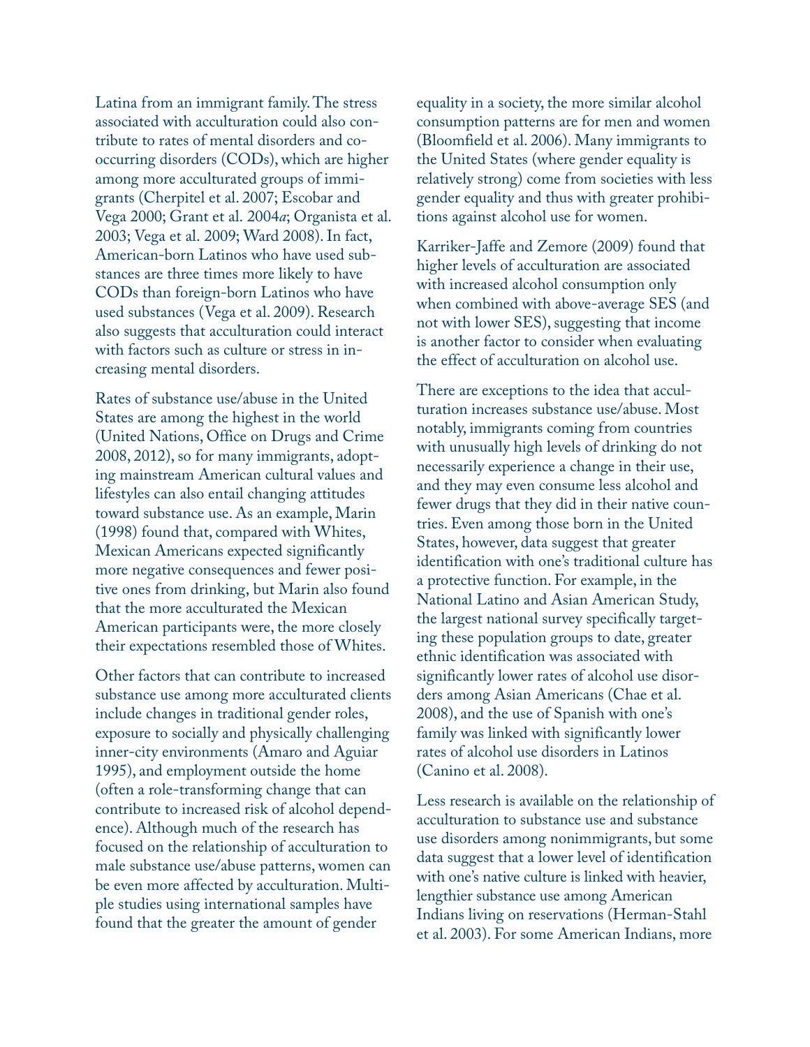Latina from an immigrant family. The stress associated with acculturation could also contribute to rates of mental disorders and co-occurring disorders (CODs), which are higher among more acculturated groups of immigrants (Cherpitel et al. 2007; Escobar and Vega 2000; Grant et al. 2004*a*; Organista et al. 2003; Vega et al. 2009; Ward 2008). In fact, American-born Latinos who have used substances are three times more likely to have CODs than foreign-born Latinos who have used substances (Vega et al. 2009). Research also suggests that acculturation could interact with factors such as culture or stress in increasing mental disorders.

Rates of substance use/abuse in the United States are among the highest in the world (United Nations, Office on Drugs and Crime 2008, 2012), so for many immigrants, adopting mainstream American cultural values and lifestyles can also entail changing attitudes toward substance use. As an example, Marin (1998) found that, compared with Whites, Mexican Americans expected significantly more negative consequences and fewer positive ones from drinking, but Marin also found that the more acculturated the Mexican American participants were, the more closely their expectations resembled those of Whites.

Other factors that can contribute to increased substance use among more acculturated clients include changes in traditional gender roles, exposure to socially and physically challenging inner-city environments (Amaro and Aguiar 1995), and employment outside the home (often a role-transforming change that can contribute to increased risk of alcohol dependence). Although much of the research has focused on the relationship of acculturation to male substance use/abuse patterns, women can be even more affected by acculturation. Multiple studies using international samples have found that the greater the amount of gender equality in a society, the more similar alcohol consumption patterns are for men and women (Bloomfield et al. 2006). Many immigrants to the United States (where gender equality is relatively strong) come from societies with less gender equality and thus with greater prohibitions against alcohol use for women.

Karriker-Jaffe and Zemore (2009) found that higher levels of acculturation are associated with increased alcohol consumption only when combined with above-average SES (and not with lower SES), suggesting that income is another factor to consider when evaluating the effect of acculturation on alcohol use.

There are exceptions to the idea that acculturation increases substance use/abuse. Most notably, immigrants coming from countries with unusually high levels of drinking do not necessarily experience a change in their use, and they may even consume less alcohol and fewer drugs that they did in their native countries. Even among those born in the United States, however, data suggest that greater identification with one's traditional culture has a protective function. For example, in the National Latino and Asian American Study, the largest national survey specifically targeting these population groups to date, greater ethnic identification was associated with significantly lower rates of alcohol use disorders among Asian Americans (Chae et al. 2008), and the use of Spanish with one's family was linked with significantly lower rates of alcohol use disorders in Latinos (Canino et al. 2008).

Less research is available on the relationship of acculturation to substance use and substance use disorders among nonimmigrants, but some data suggest that a lower level of identification with one's native culture is linked with heavier, lengthier substance use among American Indians living on reservations (Herman-Stahl et al. 2003). For some American Indians, more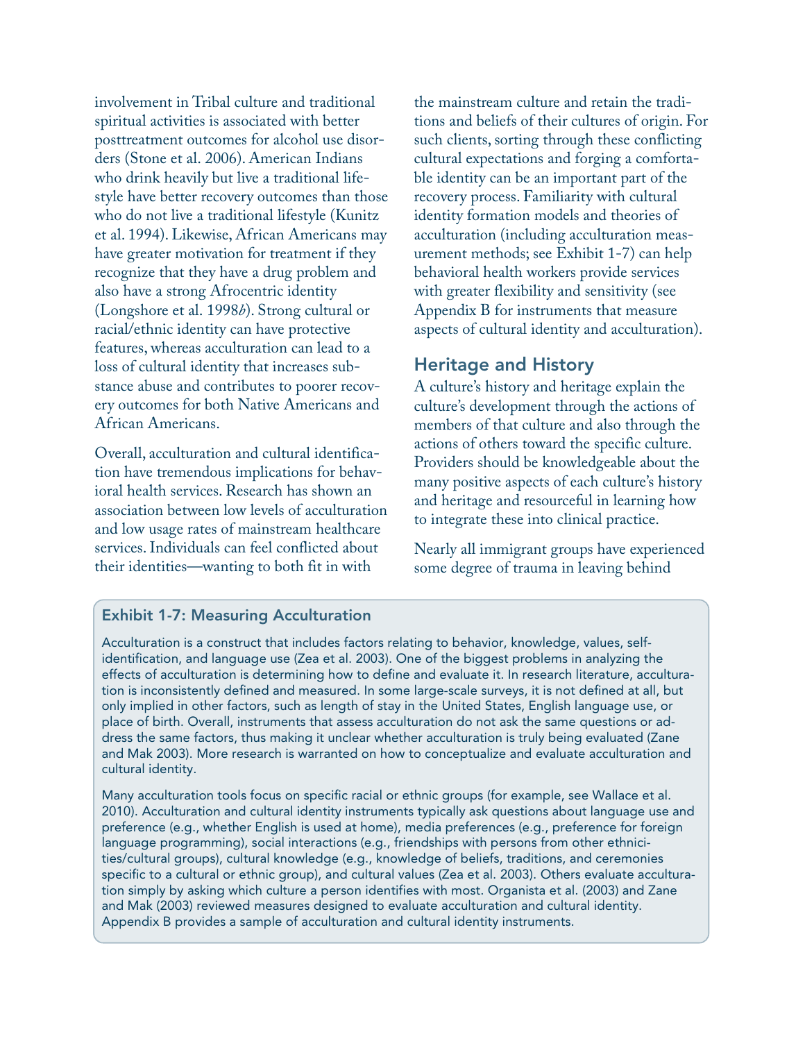involvement in Tribal culture and traditional spiritual activities is associated with better posttreatment outcomes for alcohol use disorders (Stone et al. 2006). American Indians who drink heavily but live a traditional lifestyle have better recovery outcomes than those who do not live a traditional lifestyle (Kunitz et al. 1994). Likewise, African Americans may have greater motivation for treatment if they recognize that they have a drug problem and also have a strong Afrocentric identity (Longshore et al. 1998*b*). Strong cultural or racial/ethnic identity can have protective features, whereas acculturation can lead to a loss of cultural identity that increases substance abuse and contributes to poorer recovery outcomes for both Native Americans and African Americans.

Overall, acculturation and cultural identification have tremendous implications for behavioral health services. Research has shown an association between low levels of acculturation and low usage rates of mainstream healthcare services. Individuals can feel conflicted about their identities—wanting to both fit in with the mainstream culture and retain the traditions and beliefs of their cultures of origin. For such clients, sorting through these conflicting cultural expectations and forging a comfortable identity can be an important part of the recovery process. Familiarity with cultural identity formation models and theories of acculturation (including acculturation measurement methods; see Exhibit 1-7) can help behavioral health workers provide services with greater flexibility and sensitivity (see Appendix B for instruments that measure aspects of cultural identity and acculturation).

## Heritage and History

A culture's history and heritage explain the culture's development through the actions of members of that culture and also through the actions of others toward the specific culture. Providers should be knowledgeable about the many positive aspects of each culture's history and heritage and resourceful in learning how to integrate these into clinical practice.

Nearly all immigrant groups have experienced some degree of trauma in leaving behind

### Exhibit 1-7: Measuring Acculturation

Acculturation is a construct that includes factors relating to behavior, knowledge, values, self-identification, and language use (Zea et al. 2003). One of the biggest problems in analyzing the effects of acculturation is determining how to define and evaluate it. In research literature, acculturation is inconsistently defined and measured. In some large-scale surveys, it is not defined at all, but only implied in other factors, such as length of stay in the United States, English language use, or place of birth. Overall, instruments that assess acculturation do not ask the same questions or address the same factors, thus making it unclear whether acculturation is truly being evaluated (Zane and Mak 2003). More research is warranted on how to conceptualize and evaluate acculturation and cultural identity.

Many acculturation tools focus on specific racial or ethnic groups (for example, see Wallace et al. 2010). Acculturation and cultural identity instruments typically ask questions about language use and preference (e.g., whether English is used at home), media preferences (e.g., preference for foreign language programming), social interactions (e.g., friendships with persons from other ethnicities/cultural groups), cultural knowledge (e.g., knowledge of beliefs, traditions, and ceremonies specific to a cultural or ethnic group), and cultural values (Zea et al. 2003). Others evaluate acculturation simply by asking which culture a person identifies with most. Organista et al. (2003) and Zane and Mak (2003) reviewed measures designed to evaluate acculturation and cultural identity. Appendix B provides a sample of acculturation and cultural identity instruments.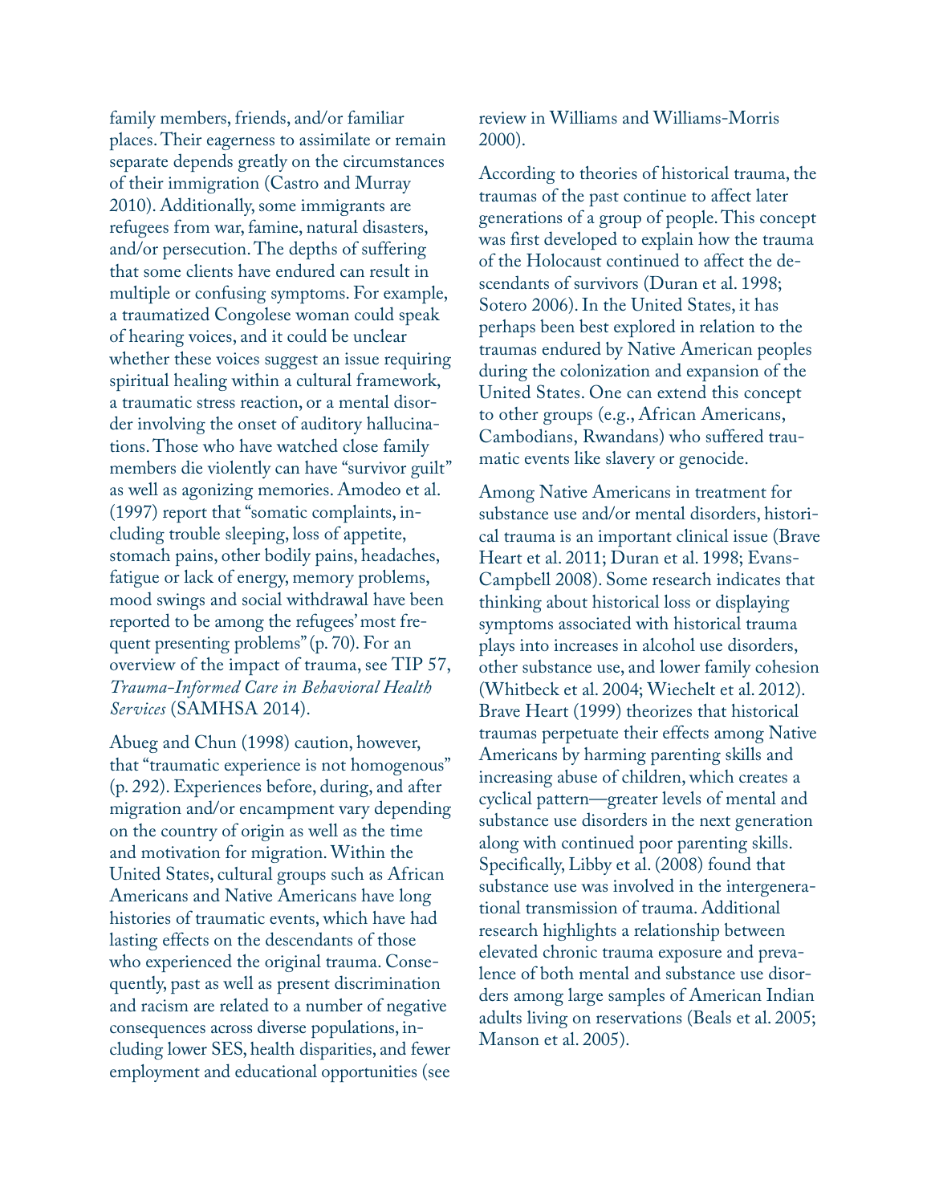family members, friends, and/or familiar places. Their eagerness to assimilate or remain separate depends greatly on the circumstances of their immigration (Castro and Murray 2010). Additionally, some immigrants are refugees from war, famine, natural disasters, and/or persecution. The depths of suffering that some clients have endured can result in multiple or confusing symptoms. For example, a traumatized Congolese woman could speak of hearing voices, and it could be unclear whether these voices suggest an issue requiring spiritual healing within a cultural framework, a traumatic stress reaction, or a mental disorder involving the onset of auditory hallucinations. Those who have watched close family members die violently can have "survivor guilt" as well as agonizing memories. Amodeo et al. (1997) report that "somatic complaints, including trouble sleeping, loss of appetite, stomach pains, other bodily pains, headaches, fatigue or lack of energy, memory problems, mood swings and social withdrawal have been reported to be among the refugees' most frequent presenting problems" (p. 70). For an overview of the impact of trauma, see TIP 57, *Trauma-Informed Care in Behavioral Health Services* (SAMHSA 2014).

Abueg and Chun (1998) caution, however, that "traumatic experience is not homogenous" (p. 292). Experiences before, during, and after migration and/or encampment vary depending on the country of origin as well as the time and motivation for migration. Within the United States, cultural groups such as African Americans and Native Americans have long histories of traumatic events, which have had lasting effects on the descendants of those who experienced the original trauma. Consequently, past as well as present discrimination and racism are related to a number of negative consequences across diverse populations, including lower SES, health disparities, and fewer employment and educational opportunities (see review in Williams and Williams-Morris 2000).

According to theories of historical trauma, the traumas of the past continue to affect later generations of a group of people. This concept was first developed to explain how the trauma of the Holocaust continued to affect the descendants of survivors (Duran et al. 1998; Sotero 2006). In the United States, it has perhaps been best explored in relation to the traumas endured by Native American peoples during the colonization and expansion of the United States. One can extend this concept to other groups (e.g., African Americans, Cambodians, Rwandans) who suffered traumatic events like slavery or genocide.

Among Native Americans in treatment for substance use and/or mental disorders, historical trauma is an important clinical issue (Brave Heart et al. 2011; Duran et al. 1998; Evans-Campbell 2008). Some research indicates that thinking about historical loss or displaying symptoms associated with historical trauma plays into increases in alcohol use disorders, other substance use, and lower family cohesion (Whitbeck et al. 2004; Wiechelt et al. 2012). Brave Heart (1999) theorizes that historical traumas perpetuate their effects among Native Americans by harming parenting skills and increasing abuse of children, which creates a cyclical pattern—greater levels of mental and substance use disorders in the next generation along with continued poor parenting skills. Specifically, Libby et al. (2008) found that substance use was involved in the intergenerational transmission of trauma. Additional research highlights a relationship between elevated chronic trauma exposure and prevalence of both mental and substance use disorders among large samples of American Indian adults living on reservations (Beals et al. 2005; Manson et al. 2005).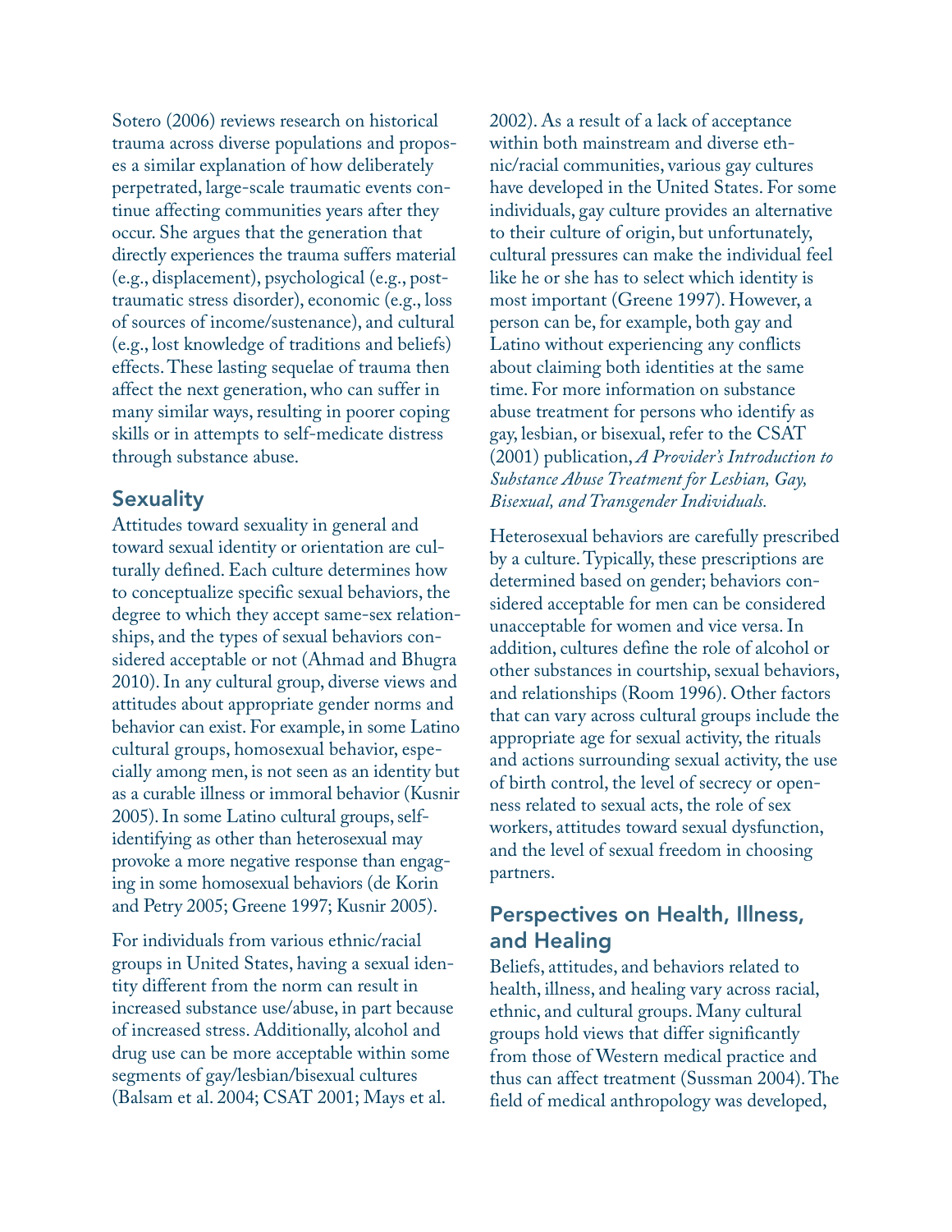Sotero (2006) reviews research on historical trauma across diverse populations and proposes a similar explanation of how deliberately perpetrated, large-scale traumatic events continue affecting communities years after they occur. She argues that the generation that directly experiences the trauma suffers material (e.g., displacement), psychological (e.g., posttraumatic stress disorder), economic (e.g., loss of sources of income/sustenance), and cultural (e.g., lost knowledge of traditions and beliefs) effects. These lasting sequelae of trauma then affect the next generation, who can suffer in many similar ways, resulting in poorer coping skills or in attempts to self-medicate distress through substance abuse.

## Sexuality

Attitudes toward sexuality in general and toward sexual identity or orientation are culturally defined. Each culture determines how to conceptualize specific sexual behaviors, the degree to which they accept same-sex relationships, and the types of sexual behaviors considered acceptable or not (Ahmad and Bhugra 2010). In any cultural group, diverse views and attitudes about appropriate gender norms and behavior can exist. For example, in some Latino cultural groups, homosexual behavior, especially among men, is not seen as an identity but as a curable illness or immoral behavior (Kusnir 2005). In some Latino cultural groups, self-identifying as other than heterosexual may provoke a more negative response than engaging in some homosexual behaviors (de Korin and Petry 2005; Greene 1997; Kusnir 2005).

For individuals from various ethnic/racial groups in United States, having a sexual identity different from the norm can result in increased substance use/abuse, in part because of increased stress. Additionally, alcohol and drug use can be more acceptable within some segments of gay/lesbian/bisexual cultures (Balsam et al. 2004; CSAT 2001; Mays et al. 2002). As a result of a lack of acceptance within both mainstream and diverse ethnic/racial communities, various gay cultures have developed in the United States. For some individuals, gay culture provides an alternative to their culture of origin, but unfortunately, cultural pressures can make the individual feel like he or she has to select which identity is most important (Greene 1997). However, a person can be, for example, both gay and Latino without experiencing any conflicts about claiming both identities at the same time. For more information on substance abuse treatment for persons who identify as gay, lesbian, or bisexual, refer to the CSAT (2001) publication, *A Provider's Introduction to Substance Abuse Treatment for Lesbian, Gay, Bisexual, and Transgender Individuals.*

Heterosexual behaviors are carefully prescribed by a culture. Typically, these prescriptions are determined based on gender; behaviors considered acceptable for men can be considered unacceptable for women and vice versa. In addition, cultures define the role of alcohol or other substances in courtship, sexual behaviors, and relationships (Room 1996). Other factors that can vary across cultural groups include the appropriate age for sexual activity, the rituals and actions surrounding sexual activity, the use of birth control, the level of secrecy or openness related to sexual acts, the role of sex workers, attitudes toward sexual dysfunction, and the level of sexual freedom in choosing partners.

## Perspectives on Health, Illness, and Healing

Beliefs, attitudes, and behaviors related to health, illness, and healing vary across racial, ethnic, and cultural groups. Many cultural groups hold views that differ significantly from those of Western medical practice and thus can affect treatment (Sussman 2004). The field of medical anthropology was developed,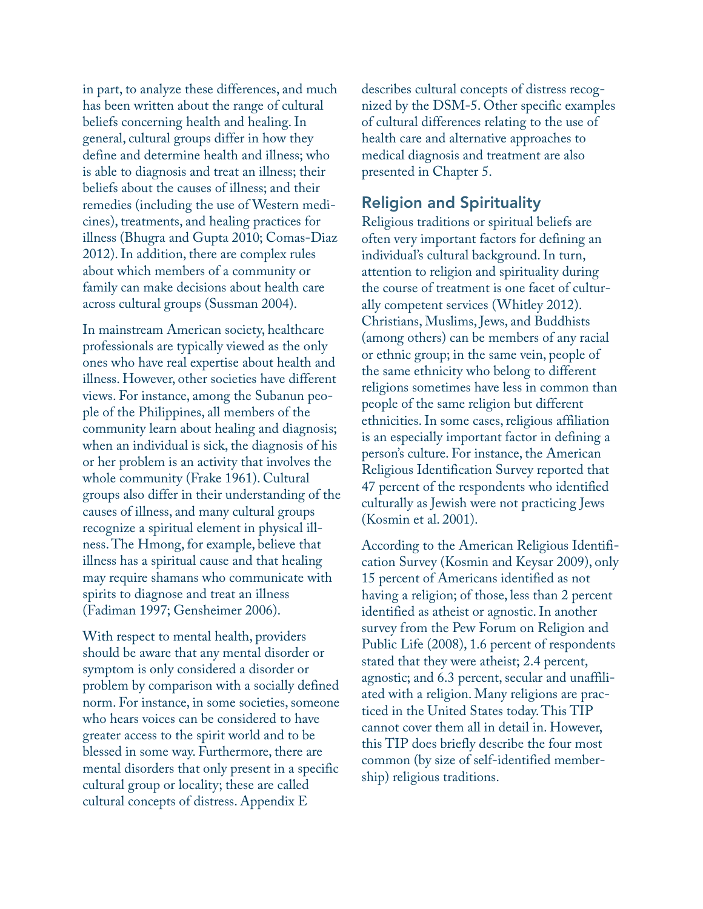in part, to analyze these differences, and much has been written about the range of cultural beliefs concerning health and healing. In general, cultural groups differ in how they define and determine health and illness; who is able to diagnosis and treat an illness; their beliefs about the causes of illness; and their remedies (including the use of Western medicines), treatments, and healing practices for illness (Bhugra and Gupta 2010; Comas-Diaz 2012). In addition, there are complex rules about which members of a community or family can make decisions about health care across cultural groups (Sussman 2004).

In mainstream American society, healthcare professionals are typically viewed as the only ones who have real expertise about health and illness. However, other societies have different views. For instance, among the Subanun people of the Philippines, all members of the community learn about healing and diagnosis; when an individual is sick, the diagnosis of his or her problem is an activity that involves the whole community (Frake 1961). Cultural groups also differ in their understanding of the causes of illness, and many cultural groups recognize a spiritual element in physical illness. The Hmong, for example, believe that illness has a spiritual cause and that healing may require shamans who communicate with spirits to diagnose and treat an illness (Fadiman 1997; Gensheimer 2006).

With respect to mental health, providers should be aware that any mental disorder or symptom is only considered a disorder or problem by comparison with a socially defined norm. For instance, in some societies, someone who hears voices can be considered to have greater access to the spirit world and to be blessed in some way. Furthermore, there are mental disorders that only present in a specific cultural group or locality; these are called cultural concepts of distress. Appendix E describes cultural concepts of distress recognized by the DSM-5. Other specific examples of cultural differences relating to the use of health care and alternative approaches to medical diagnosis and treatment are also presented in Chapter 5.

## Religion and Spirituality

Religious traditions or spiritual beliefs are often very important factors for defining an individual's cultural background. In turn, attention to religion and spirituality during the course of treatment is one facet of culturally competent services (Whitley 2012). Christians, Muslims, Jews, and Buddhists (among others) can be members of any racial or ethnic group; in the same vein, people of the same ethnicity who belong to different religions sometimes have less in common than people of the same religion but different ethnicities. In some cases, religious affiliation is an especially important factor in defining a person's culture. For instance, the American Religious Identification Survey reported that 47 percent of the respondents who identified culturally as Jewish were not practicing Jews (Kosmin et al. 2001).

According to the American Religious Identification Survey (Kosmin and Keysar 2009), only 15 percent of Americans identified as not having a religion; of those, less than 2 percent identified as atheist or agnostic. In another survey from the Pew Forum on Religion and Public Life (2008), 1.6 percent of respondents stated that they were atheist; 2.4 percent, agnostic; and 6.3 percent, secular and unaffiliated with a religion. Many religions are practiced in the United States today. This TIP cannot cover them all in detail in. However, this TIP does briefly describe the four most common (by size of self-identified membership) religious traditions.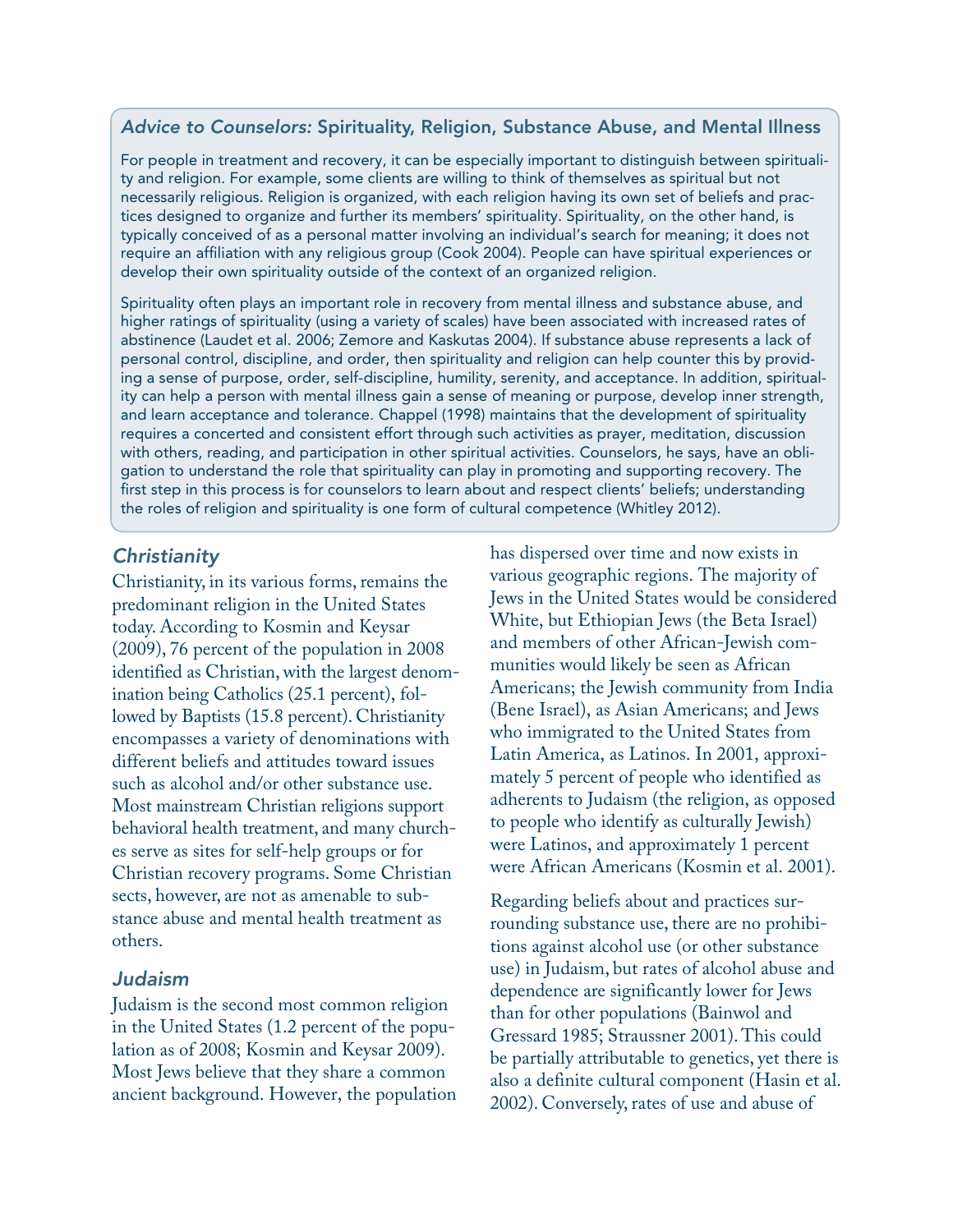### *Advice to Counselors:* Spirituality, Religion, Substance Abuse, and Mental Illness

For people in treatment and recovery, it can be especially important to distinguish between spirituality and religion. For example, some clients are willing to think of themselves as spiritual but not necessarily religious. Religion is organized, with each religion having its own set of beliefs and practices designed to organize and further its members' spirituality. Spirituality, on the other hand, is typically conceived of as a personal matter involving an individual's search for meaning; it does not require an affiliation with any religious group (Cook 2004). People can have spiritual experiences or develop their own spirituality outside of the context of an organized religion.

Spirituality often plays an important role in recovery from mental illness and substance abuse, and higher ratings of spirituality (using a variety of scales) have been associated with increased rates of abstinence (Laudet et al. 2006; Zemore and Kaskutas 2004). If substance abuse represents a lack of personal control, discipline, and order, then spirituality and religion can help counter this by providing a sense of purpose, order, self-discipline, humility, serenity, and acceptance. In addition, spirituality can help a person with mental illness gain a sense of meaning or purpose, develop inner strength, and learn acceptance and tolerance. Chappel (1998) maintains that the development of spirituality requires a concerted and consistent effort through such activities as prayer, meditation, discussion with others, reading, and participation in other spiritual activities. Counselors, he says, have an obligation to understand the role that spirituality can play in promoting and supporting recovery. The first step in this process is for counselors to learn about and respect clients' beliefs; understanding the roles of religion and spirituality is one form of cultural competence (Whitley 2012).

### *Christianity*

Christianity, in its various forms, remains the predominant religion in the United States today. According to Kosmin and Keysar (2009), 76 percent of the population in 2008 identified as Christian, with the largest denomination being Catholics (25.1 percent), followed by Baptists (15.8 percent). Christianity encompasses a variety of denominations with different beliefs and attitudes toward issues such as alcohol and/or other substance use. Most mainstream Christian religions support behavioral health treatment, and many churches serve as sites for self-help groups or for Christian recovery programs. Some Christian sects, however, are not as amenable to substance abuse and mental health treatment as others.

### *Judaism*

Judaism is the second most common religion in the United States (1.2 percent of the population as of 2008; Kosmin and Keysar 2009). Most Jews believe that they share a common ancient background. However, the population has dispersed over time and now exists in various geographic regions. The majority of Jews in the United States would be considered White, but Ethiopian Jews (the Beta Israel) and members of other African-Jewish communities would likely be seen as African Americans; the Jewish community from India (Bene Israel), as Asian Americans; and Jews who immigrated to the United States from Latin America, as Latinos. In 2001, approximately 5 percent of people who identified as adherents to Judaism (the religion, as opposed to people who identify as culturally Jewish) were Latinos, and approximately 1 percent were African Americans (Kosmin et al. 2001).

Regarding beliefs about and practices surrounding substance use, there are no prohibitions against alcohol use (or other substance use) in Judaism, but rates of alcohol abuse and dependence are significantly lower for Jews than for other populations (Bainwol and Gressard 1985; Straussner 2001). This could be partially attributable to genetics, yet there is also a definite cultural component (Hasin et al. 2002). Conversely, rates of use and abuse of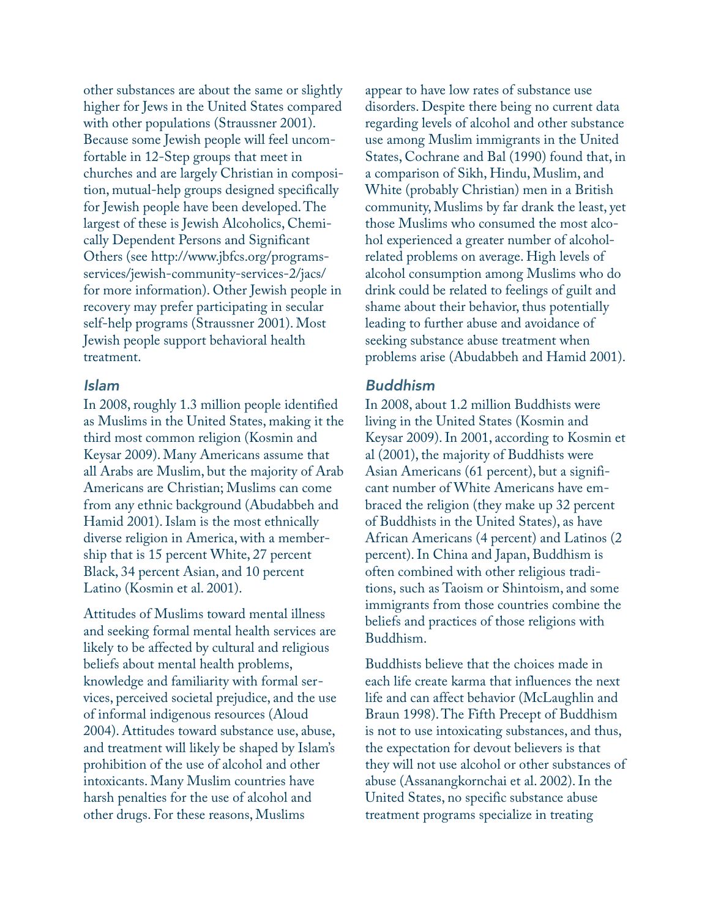other substances are about the same or slightly higher for Jews in the United States compared with other populations (Straussner 2001). Because some Jewish people will feel uncomfortable in 12-Step groups that meet in churches and are largely Christian in composition, mutual-help groups designed specifically for Jewish people have been developed. The largest of these is Jewish Alcoholics, Chemically Dependent Persons and Significant Others (see http://www.jbfcs.org/programs-services/jewish-community-services-2/jacs/ for more information). Other Jewish people in recovery may prefer participating in secular self-help programs (Straussner 2001). Most Jewish people support behavioral health treatment.

### *Islam*

In 2008, roughly 1.3 million people identified as Muslims in the United States, making it the third most common religion (Kosmin and Keysar 2009). Many Americans assume that all Arabs are Muslim, but the majority of Arab Americans are Christian; Muslims can come from any ethnic background (Abudabbeh and Hamid 2001). Islam is the most ethnically diverse religion in America, with a membership that is 15 percent White, 27 percent Black, 34 percent Asian, and 10 percent Latino (Kosmin et al. 2001).

Attitudes of Muslims toward mental illness and seeking formal mental health services are likely to be affected by cultural and religious beliefs about mental health problems, knowledge and familiarity with formal services, perceived societal prejudice, and the use of informal indigenous resources (Aloud 2004). Attitudes toward substance use, abuse, and treatment will likely be shaped by Islam's prohibition of the use of alcohol and other intoxicants. Many Muslim countries have harsh penalties for the use of alcohol and other drugs. For these reasons, Muslims appear to have low rates of substance use disorders. Despite there being no current data regarding levels of alcohol and other substance use among Muslim immigrants in the United States, Cochrane and Bal (1990) found that, in a comparison of Sikh, Hindu, Muslim, and White (probably Christian) men in a British community, Muslims by far drank the least, yet those Muslims who consumed the most alcohol experienced a greater number of alcohol-related problems on average. High levels of alcohol consumption among Muslims who do drink could be related to feelings of guilt and shame about their behavior, thus potentially leading to further abuse and avoidance of seeking substance abuse treatment when problems arise (Abudabbeh and Hamid 2001).

### *Buddhism*

In 2008, about 1.2 million Buddhists were living in the United States (Kosmin and Keysar 2009). In 2001, according to Kosmin et al (2001), the majority of Buddhists were Asian Americans (61 percent), but a significant number of White Americans have embraced the religion (they make up 32 percent of Buddhists in the United States), as have African Americans (4 percent) and Latinos (2 percent). In China and Japan, Buddhism is often combined with other religious traditions, such as Taoism or Shintoism, and some immigrants from those countries combine the beliefs and practices of those religions with Buddhism.

Buddhists believe that the choices made in each life create karma that influences the next life and can affect behavior (McLaughlin and Braun 1998). The Fifth Precept of Buddhism is not to use intoxicating substances, and thus, the expectation for devout believers is that they will not use alcohol or other substances of abuse (Assanangkornchai et al. 2002). In the United States, no specific substance abuse treatment programs specialize in treating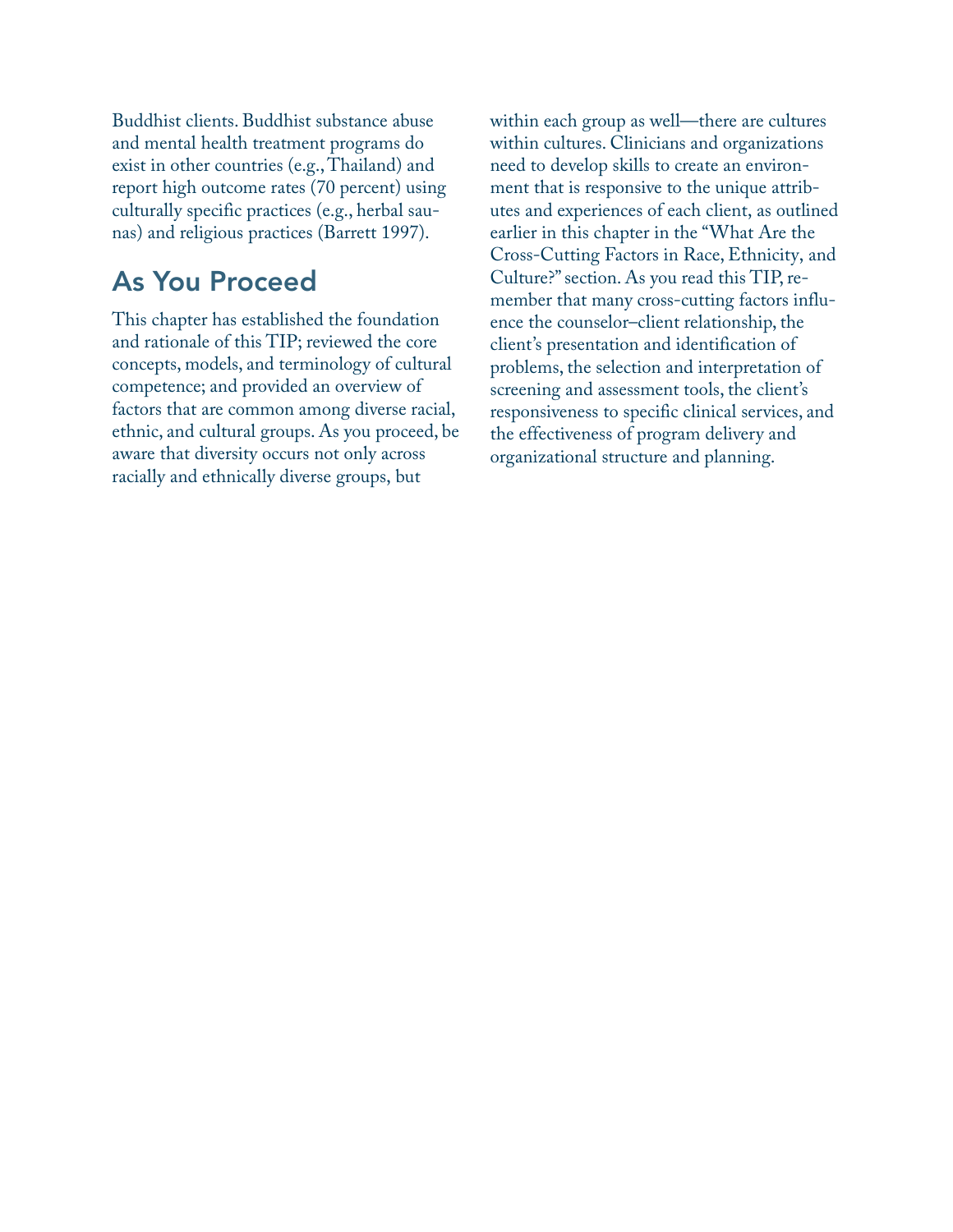Buddhist clients. Buddhist substance abuse and mental health treatment programs do exist in other countries (e.g., Thailand) and report high outcome rates (70 percent) using culturally specific practices (e.g., herbal saunas) and religious practices (Barrett 1997).

## As You Proceed

This chapter has established the foundation and rationale of this TIP; reviewed the core concepts, models, and terminology of cultural competence; and provided an overview of factors that are common among diverse racial, ethnic, and cultural groups. As you proceed, be aware that diversity occurs not only across racially and ethnically diverse groups, but within each group as well—there are cultures within cultures. Clinicians and organizations need to develop skills to create an environment that is responsive to the unique attributes and experiences of each client, as outlined earlier in this chapter in the "What Are the Cross-Cutting Factors in Race, Ethnicity, and Culture?" section. As you read this TIP, remember that many cross-cutting factors influence the counselor–client relationship, the client's presentation and identification of problems, the selection and interpretation of screening and assessment tools, the client's responsiveness to specific clinical services, and the effectiveness of program delivery and organizational structure and planning.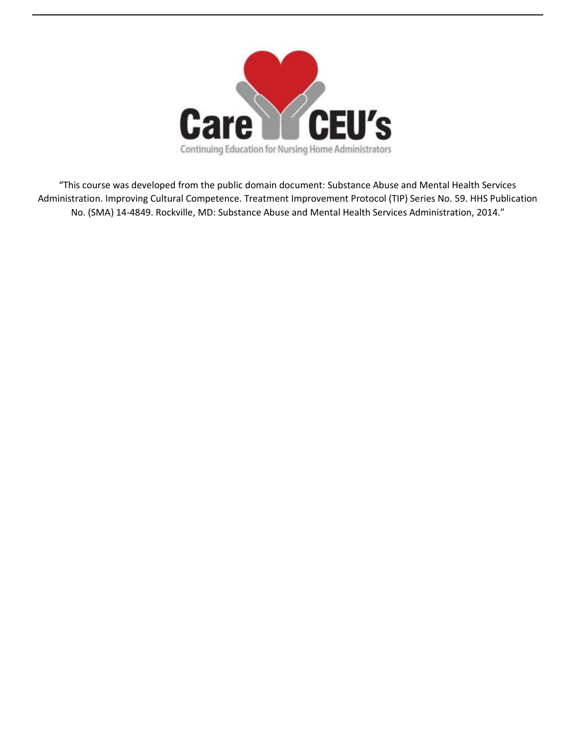Care CEU's

Continuing Education for Nursing Home Administrators

"This course was developed from the public domain document: Substance Abuse and Mental Health Services Administration. Improving Cultural Competence. Treatment Improvement Protocol (TIP) Series No. 59. HHS Publication No. (SMA) 14-4849. Rockville, MD: Substance Abuse and Mental Health Services Administration, 2014."